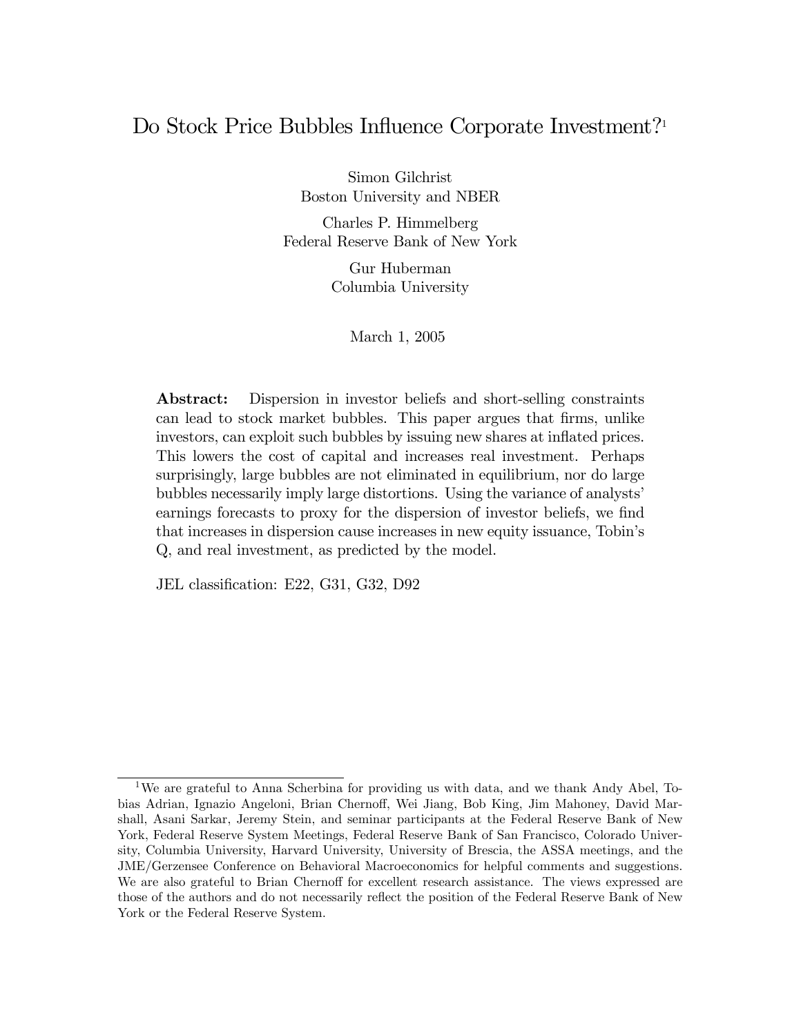# Do Stock Price Bubbles Influence Corporate Investment?[1]

Simon Gilchrist
Boston University and NBER

Charles P. Himmelberg
Federal Reserve Bank of New York

Gur Huberman
Columbia University

March 1, 2005

**Abstract:** Dispersion in investor beliefs and short-selling constraints can lead to stock market bubbles. This paper argues that firms, unlike investors, can exploit such bubbles by issuing new shares at inflated prices. This lowers the cost of capital and increases real investment. Perhaps surprisingly, large bubbles are not eliminated in equilibrium, nor do large bubbles necessarily imply large distortions. Using the variance of analysts' earnings forecasts to proxy for the dispersion of investor beliefs, we find that increases in dispersion cause increases in new equity issuance, Tobin's Q, and real investment, as predicted by the model.

JEL classification: E22, G31, G32, D92

---

[1] We are grateful to Anna Scherbina for providing us with data, and we thank Andy Abel, Tobias Adrian, Ignazio Angeloni, Brian Chernoff, Wei Jiang, Bob King, Jim Mahoney, David Marshall, Asani Sarkar, Jeremy Stein, and seminar participants at the Federal Reserve Bank of New York, Federal Reserve System Meetings, Federal Reserve Bank of San Francisco, Colorado University, Columbia University, Harvard University, University of Brescia, the ASSA meetings, and the JME/Gerzensee Conference on Behavioral Macroeconomics for helpful comments and suggestions. We are also grateful to Brian Chernoff for excellent research assistance. The views expressed are those of the authors and do not necessarily reflect the position of the Federal Reserve Bank of New York or the Federal Reserve System.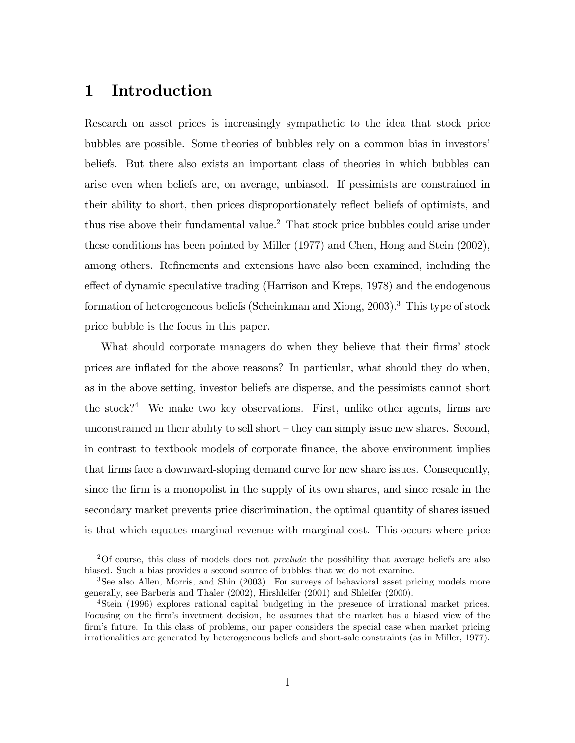# 1 Introduction

Research on asset prices is increasingly sympathetic to the idea that stock price bubbles are possible. Some theories of bubbles rely on a common bias in investors' beliefs. But there also exists an important class of theories in which bubbles can arise even when beliefs are, on average, unbiased. If pessimists are constrained in their ability to short, then prices disproportionately reflect beliefs of optimists, and thus rise above their fundamental value.[2] That stock price bubbles could arise under these conditions has been pointed by Miller (1977) and Chen, Hong and Stein (2002), among others. Refinements and extensions have also been examined, including the effect of dynamic speculative trading (Harrison and Kreps, 1978) and the endogenous formation of heterogeneous beliefs (Scheinkman and Xiong, 2003).[3] This type of stock price bubble is the focus in this paper.

What should corporate managers do when they believe that their firms' stock prices are inflated for the above reasons? In particular, what should they do when, as in the above setting, investor beliefs are disperse, and the pessimists cannot short the stock?[4] We make two key observations. First, unlike other agents, firms are unconstrained in their ability to sell short – they can simply issue new shares. Second, in contrast to textbook models of corporate finance, the above environment implies that firms face a downward-sloping demand curve for new share issues. Consequently, since the firm is a monopolist in the supply of its own shares, and since resale in the secondary market prevents price discrimination, the optimal quantity of shares issued is that which equates marginal revenue with marginal cost. This occurs where price

---

[2] Of course, this class of models does not *preclude* the possibility that average beliefs are also biased. Such a bias provides a second source of bubbles that we do not examine.

[3] See also Allen, Morris, and Shin (2003). For surveys of behavioral asset pricing models more generally, see Barberis and Thaler (2002), Hirshleifer (2001) and Shleifer (2000).

[4] Stein (1996) explores rational capital budgeting in the presence of irrational market prices. Focusing on the firm's invetment decision, he assumes that the market has a biased view of the firm's future. In this class of problems, our paper considers the special case when market pricing irrationalities are generated by heterogeneous beliefs and short-sale constraints (as in Miller, 1977).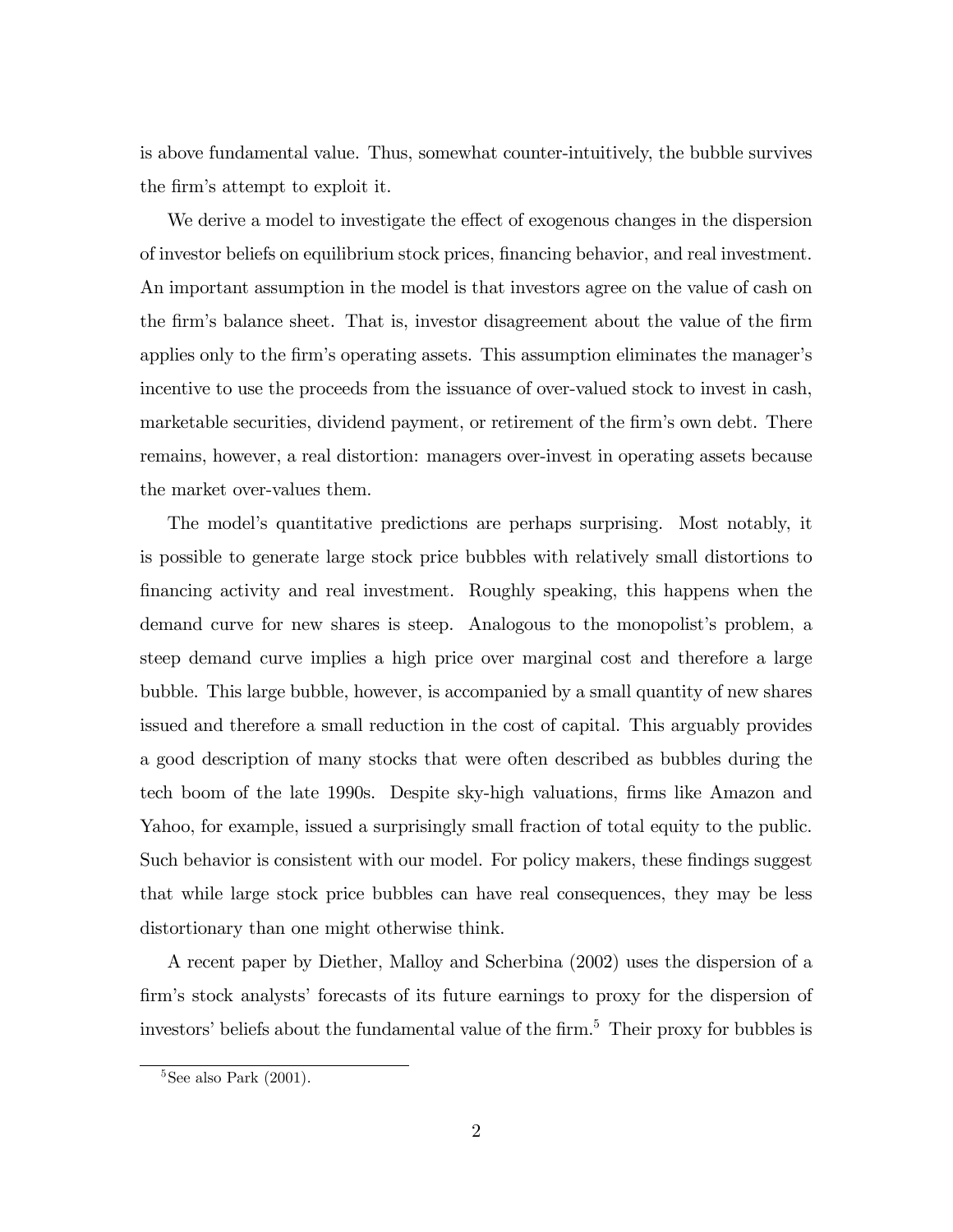is above fundamental value. Thus, somewhat counter-intuitively, the bubble survives the firm's attempt to exploit it.

We derive a model to investigate the effect of exogenous changes in the dispersion of investor beliefs on equilibrium stock prices, financing behavior, and real investment. An important assumption in the model is that investors agree on the value of cash on the firm's balance sheet. That is, investor disagreement about the value of the firm applies only to the firm's operating assets. This assumption eliminates the manager's incentive to use the proceeds from the issuance of over-valued stock to invest in cash, marketable securities, dividend payment, or retirement of the firm's own debt. There remains, however, a real distortion: managers over-invest in operating assets because the market over-values them.

The model's quantitative predictions are perhaps surprising. Most notably, it is possible to generate large stock price bubbles with relatively small distortions to financing activity and real investment. Roughly speaking, this happens when the demand curve for new shares is steep. Analogous to the monopolist's problem, a steep demand curve implies a high price over marginal cost and therefore a large bubble. This large bubble, however, is accompanied by a small quantity of new shares issued and therefore a small reduction in the cost of capital. This arguably provides a good description of many stocks that were often described as bubbles during the tech boom of the late 1990s. Despite sky-high valuations, firms like Amazon and Yahoo, for example, issued a surprisingly small fraction of total equity to the public. Such behavior is consistent with our model. For policy makers, these findings suggest that while large stock price bubbles can have real consequences, they may be less distortionary than one might otherwise think.

A recent paper by Diether, Malloy and Scherbina (2002) uses the dispersion of a firm's stock analysts' forecasts of its future earnings to proxy for the dispersion of investors' beliefs about the fundamental value of the firm.[5] Their proxy for bubbles is

[5] See also Park (2001).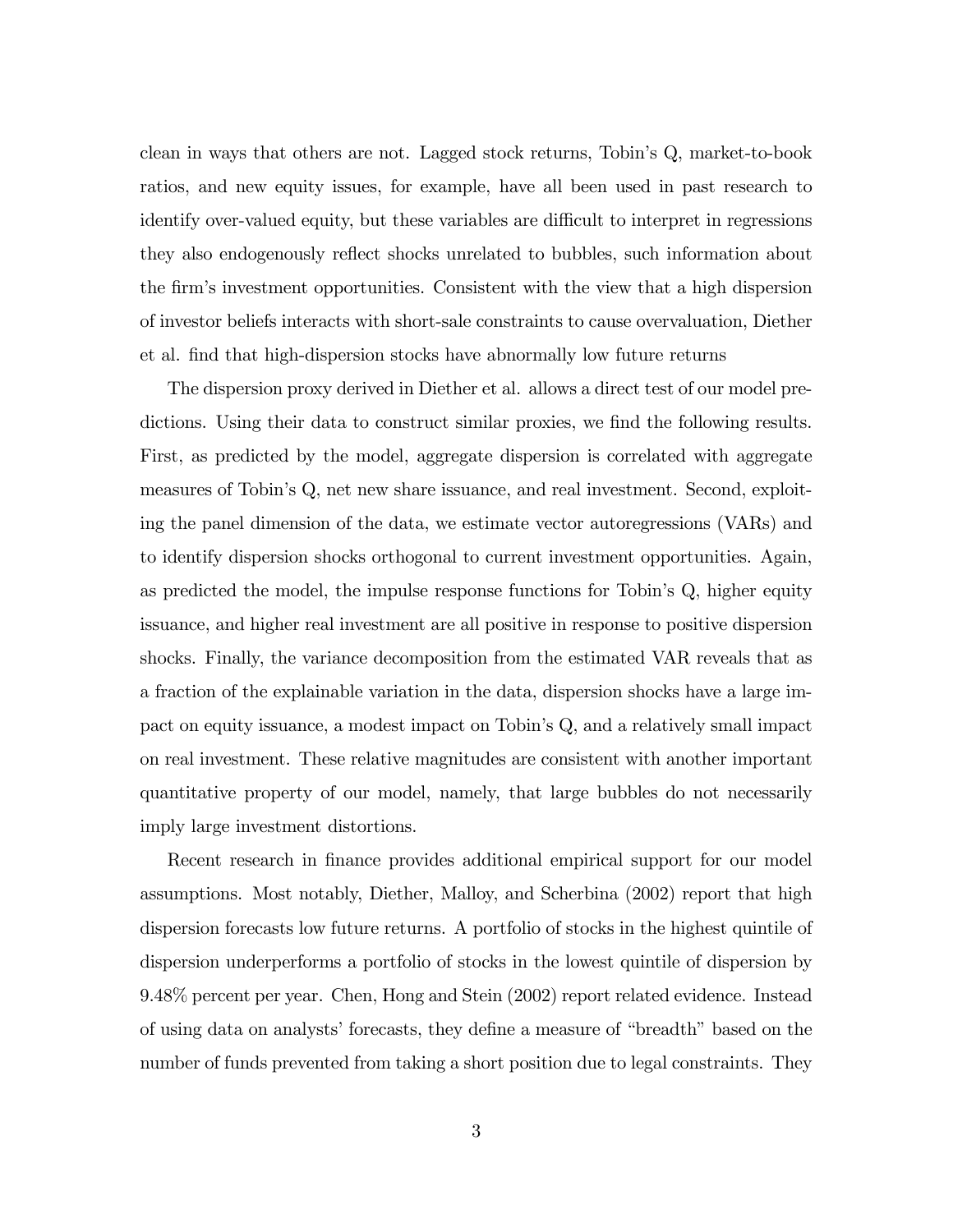clean in ways that others are not. Lagged stock returns, Tobin's Q, market-to-book ratios, and new equity issues, for example, have all been used in past research to identify over-valued equity, but these variables are difficult to interpret in regressions they also endogenously reflect shocks unrelated to bubbles, such information about the firm's investment opportunities. Consistent with the view that a high dispersion of investor beliefs interacts with short-sale constraints to cause overvaluation, Diether et al. find that high-dispersion stocks have abnormally low future returns

The dispersion proxy derived in Diether et al. allows a direct test of our model predictions. Using their data to construct similar proxies, we find the following results. First, as predicted by the model, aggregate dispersion is correlated with aggregate measures of Tobin's Q, net new share issuance, and real investment. Second, exploiting the panel dimension of the data, we estimate vector autoregressions (VARs) and to identify dispersion shocks orthogonal to current investment opportunities. Again, as predicted the model, the impulse response functions for Tobin's Q, higher equity issuance, and higher real investment are all positive in response to positive dispersion shocks. Finally, the variance decomposition from the estimated VAR reveals that as a fraction of the explainable variation in the data, dispersion shocks have a large impact on equity issuance, a modest impact on Tobin's Q, and a relatively small impact on real investment. These relative magnitudes are consistent with another important quantitative property of our model, namely, that large bubbles do not necessarily imply large investment distortions.

Recent research in finance provides additional empirical support for our model assumptions. Most notably, Diether, Malloy, and Scherbina (2002) report that high dispersion forecasts low future returns. A portfolio of stocks in the highest quintile of dispersion underperforms a portfolio of stocks in the lowest quintile of dispersion by 9.48% percent per year. Chen, Hong and Stein (2002) report related evidence. Instead of using data on analysts' forecasts, they define a measure of "breadth" based on the number of funds prevented from taking a short position due to legal constraints. They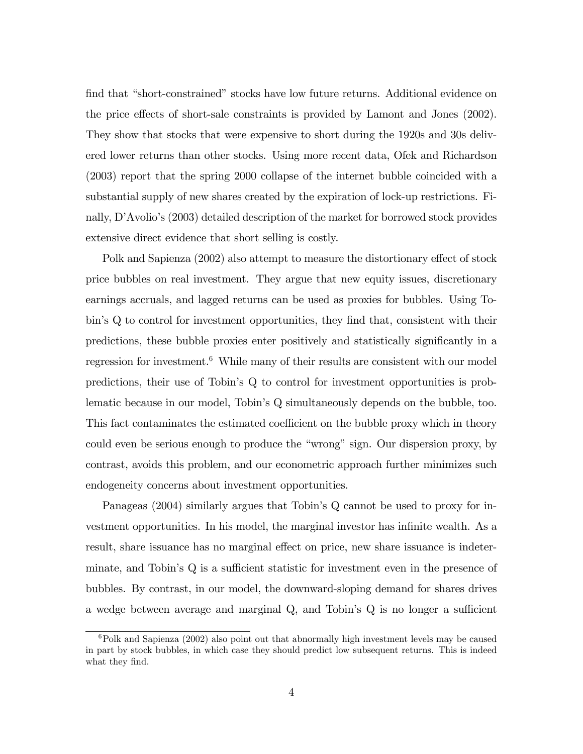find that "short-constrained" stocks have low future returns. Additional evidence on the price effects of short-sale constraints is provided by Lamont and Jones (2002). They show that stocks that were expensive to short during the 1920s and 30s delivered lower returns than other stocks. Using more recent data, Ofek and Richardson (2003) report that the spring 2000 collapse of the internet bubble coincided with a substantial supply of new shares created by the expiration of lock-up restrictions. Finally, D'Avolio's (2003) detailed description of the market for borrowed stock provides extensive direct evidence that short selling is costly.

Polk and Sapienza (2002) also attempt to measure the distortionary effect of stock price bubbles on real investment. They argue that new equity issues, discretionary earnings accruals, and lagged returns can be used as proxies for bubbles. Using Tobin's Q to control for investment opportunities, they find that, consistent with their predictions, these bubble proxies enter positively and statistically significantly in a regression for investment.[6] While many of their results are consistent with our model predictions, their use of Tobin's Q to control for investment opportunities is problematic because in our model, Tobin's Q simultaneously depends on the bubble, too. This fact contaminates the estimated coefficient on the bubble proxy which in theory could even be serious enough to produce the "wrong" sign. Our dispersion proxy, by contrast, avoids this problem, and our econometric approach further minimizes such endogeneity concerns about investment opportunities.

Panageas (2004) similarly argues that Tobin's Q cannot be used to proxy for investment opportunities. In his model, the marginal investor has infinite wealth. As a result, share issuance has no marginal effect on price, new share issuance is indeterminate, and Tobin's Q is a sufficient statistic for investment even in the presence of bubbles. By contrast, in our model, the downward-sloping demand for shares drives a wedge between average and marginal Q, and Tobin's Q is no longer a sufficient

[6] Polk and Sapienza (2002) also point out that abnormally high investment levels may be caused in part by stock bubbles, in which case they should predict low subsequent returns. This is indeed what they find.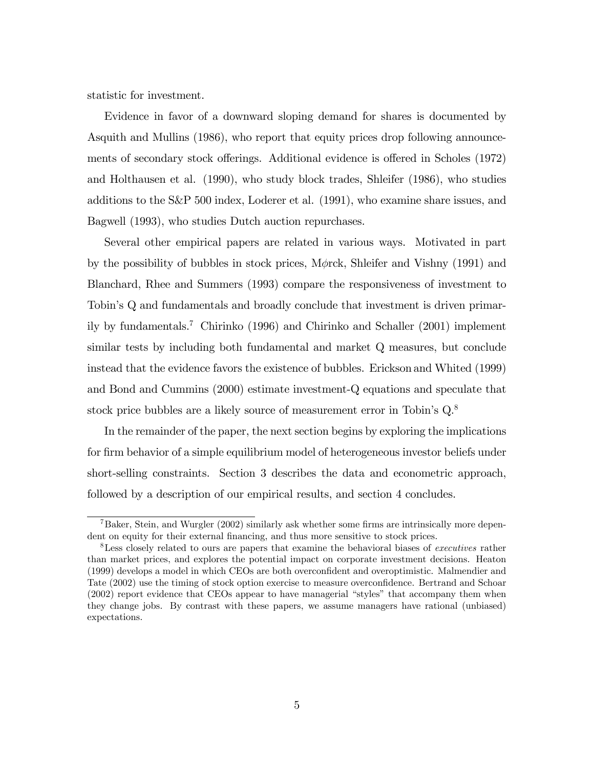statistic for investment.

Evidence in favor of a downward sloping demand for shares is documented by Asquith and Mullins (1986), who report that equity prices drop following announcements of secondary stock offerings. Additional evidence is offered in Scholes (1972) and Holthausen et al. (1990), who study block trades, Shleifer (1986), who studies additions to the S&P 500 index, Loderer et al. (1991), who examine share issues, and Bagwell (1993), who studies Dutch auction repurchases.

Several other empirical papers are related in various ways. Motivated in part by the possibility of bubbles in stock prices, M$\phi$rck, Shleifer and Vishny (1991) and Blanchard, Rhee and Summers (1993) compare the responsiveness of investment to Tobin's Q and fundamentals and broadly conclude that investment is driven primarily by fundamentals.[7] Chirinko (1996) and Chirinko and Schaller (2001) implement similar tests by including both fundamental and market Q measures, but conclude instead that the evidence favors the existence of bubbles. Erickson and Whited (1999) and Bond and Cummins (2000) estimate investment-Q equations and speculate that stock price bubbles are a likely source of measurement error in Tobin's Q.[8]

In the remainder of the paper, the next section begins by exploring the implications for firm behavior of a simple equilibrium model of heterogeneous investor beliefs under short-selling constraints. Section 3 describes the data and econometric approach, followed by a description of our empirical results, and section 4 concludes.

---

[7] Baker, Stein, and Wurgler (2002) similarly ask whether some firms are intrinsically more dependent on equity for their external financing, and thus more sensitive to stock prices.

[8] Less closely related to ours are papers that examine the behavioral biases of *executives* rather than market prices, and explores the potential impact on corporate investment decisions. Heaton (1999) develops a model in which CEOs are both overconfident and overoptimistic. Malmendier and Tate (2002) use the timing of stock option exercise to measure overconfidence. Bertrand and Schoar (2002) report evidence that CEOs appear to have managerial "styles" that accompany them when they change jobs. By contrast with these papers, we assume managers have rational (unbiased) expectations.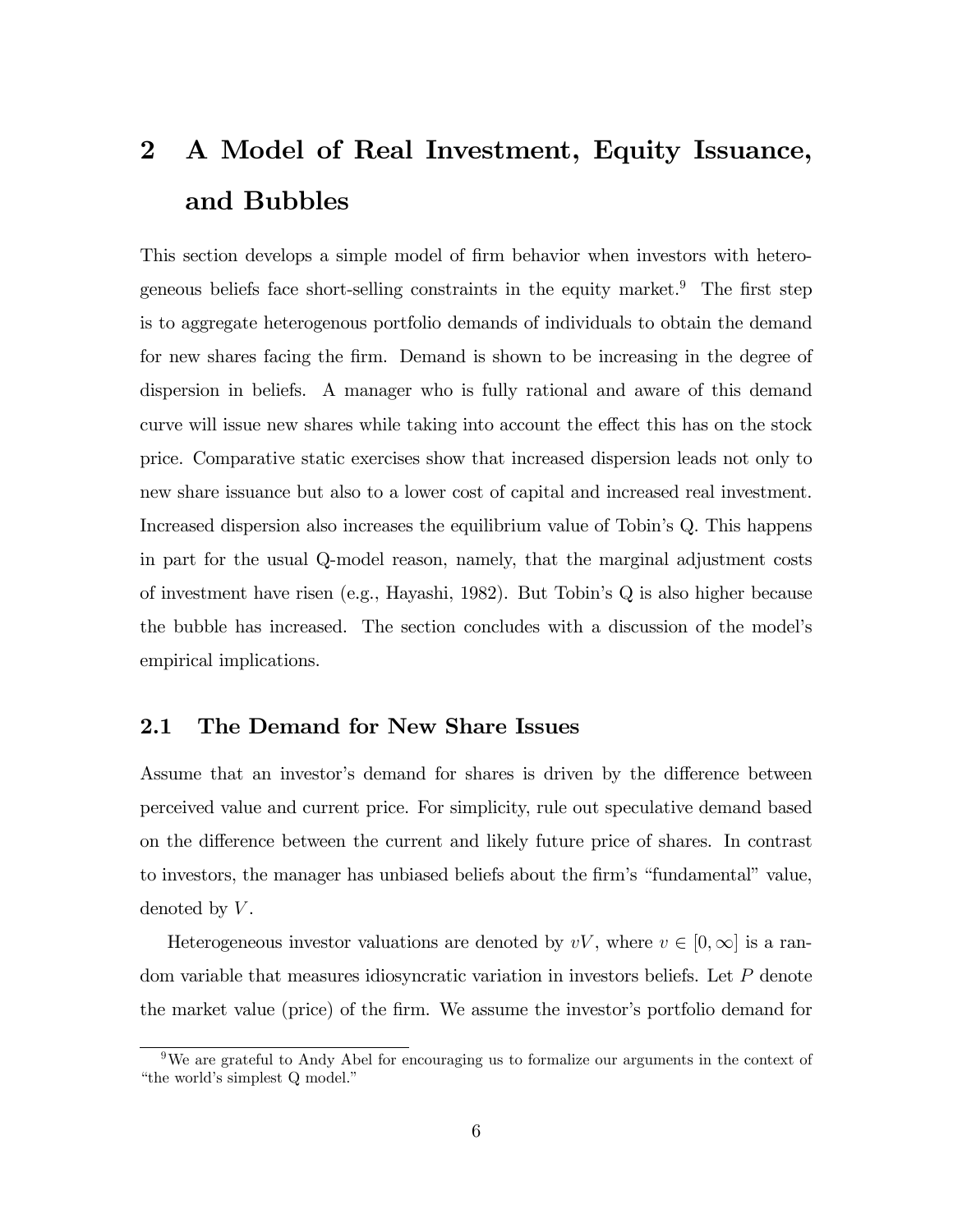# 2 A Model of Real Investment, Equity Issuance, and Bubbles

This section develops a simple model of firm behavior when investors with heterogeneous beliefs face short-selling constraints in the equity market.[9] The first step is to aggregate heterogenous portfolio demands of individuals to obtain the demand for new shares facing the firm. Demand is shown to be increasing in the degree of dispersion in beliefs. A manager who is fully rational and aware of this demand curve will issue new shares while taking into account the effect this has on the stock price. Comparative static exercises show that increased dispersion leads not only to new share issuance but also to a lower cost of capital and increased real investment. Increased dispersion also increases the equilibrium value of Tobin's Q. This happens in part for the usual Q-model reason, namely, that the marginal adjustment costs of investment have risen (e.g., Hayashi, 1982). But Tobin's Q is also higher because the bubble has increased. The section concludes with a discussion of the model's empirical implications.

## 2.1 The Demand for New Share Issues

Assume that an investor's demand for shares is driven by the difference between perceived value and current price. For simplicity, rule out speculative demand based on the difference between the current and likely future price of shares. In contrast to investors, the manager has unbiased beliefs about the firm's "fundamental" value, denoted by $V$.

Heterogeneous investor valuations are denoted by $vV$, where $v \in [0, \infty]$ is a random variable that measures idiosyncratic variation in investors beliefs. Let $P$ denote the market value (price) of the firm. We assume the investor's portfolio demand for

[9] We are grateful to Andy Abel for encouraging us to formalize our arguments in the context of "the world's simplest Q model."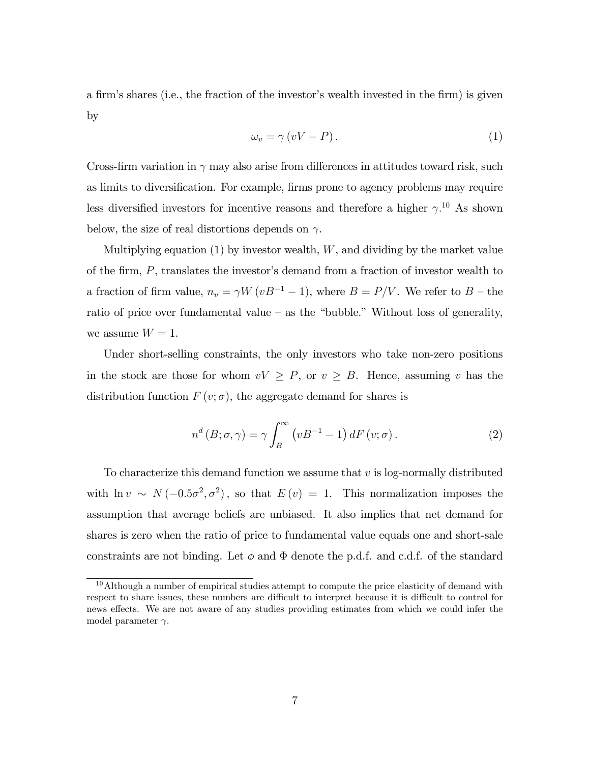a firm's shares (i.e., the fraction of the investor's wealth invested in the firm) is given by

$$\omega_v = \gamma \left( vV - P \right). \tag{1}$$

Cross-firm variation in $\gamma$ may also arise from differences in attitudes toward risk, such as limits to diversification. For example, firms prone to agency problems may require less diversified investors for incentive reasons and therefore a higher $\gamma$.[10] As shown below, the size of real distortions depends on $\gamma$.

Multiplying equation (1) by investor wealth, $W$, and dividing by the market value of the firm, $P$, translates the investor's demand from a fraction of investor wealth to a fraction of firm value, $n_v = \gamma W \left( vB^{-1} - 1 \right)$, where $B = P/V$. We refer to $B$ – the ratio of price over fundamental value – as the "bubble." Without loss of generality, we assume $W = 1$.

Under short-selling constraints, the only investors who take non-zero positions in the stock are those for whom $vV \geq P$, or $v \geq B$. Hence, assuming $v$ has the distribution function $F(v; \sigma)$, the aggregate demand for shares is

$$n^d \left( B; \sigma, \gamma \right) = \gamma \int_B^\infty \left( vB^{-1} - 1 \right) dF \left( v; \sigma \right). \tag{2}$$

To characterize this demand function we assume that $v$ is log-normally distributed with $\ln v \sim N \left( -0.5\sigma^2, \sigma^2 \right)$, so that $E(v) = 1$. This normalization imposes the assumption that average beliefs are unbiased. It also implies that net demand for shares is zero when the ratio of price to fundamental value equals one and short-sale constraints are not binding. Let $\phi$ and $\Phi$ denote the p.d.f. and c.d.f. of the standard

[10] Although a number of empirical studies attempt to compute the price elasticity of demand with respect to share issues, these numbers are difficult to interpret because it is difficult to control for news effects. We are not aware of any studies providing estimates from which we could infer the model parameter $\gamma$.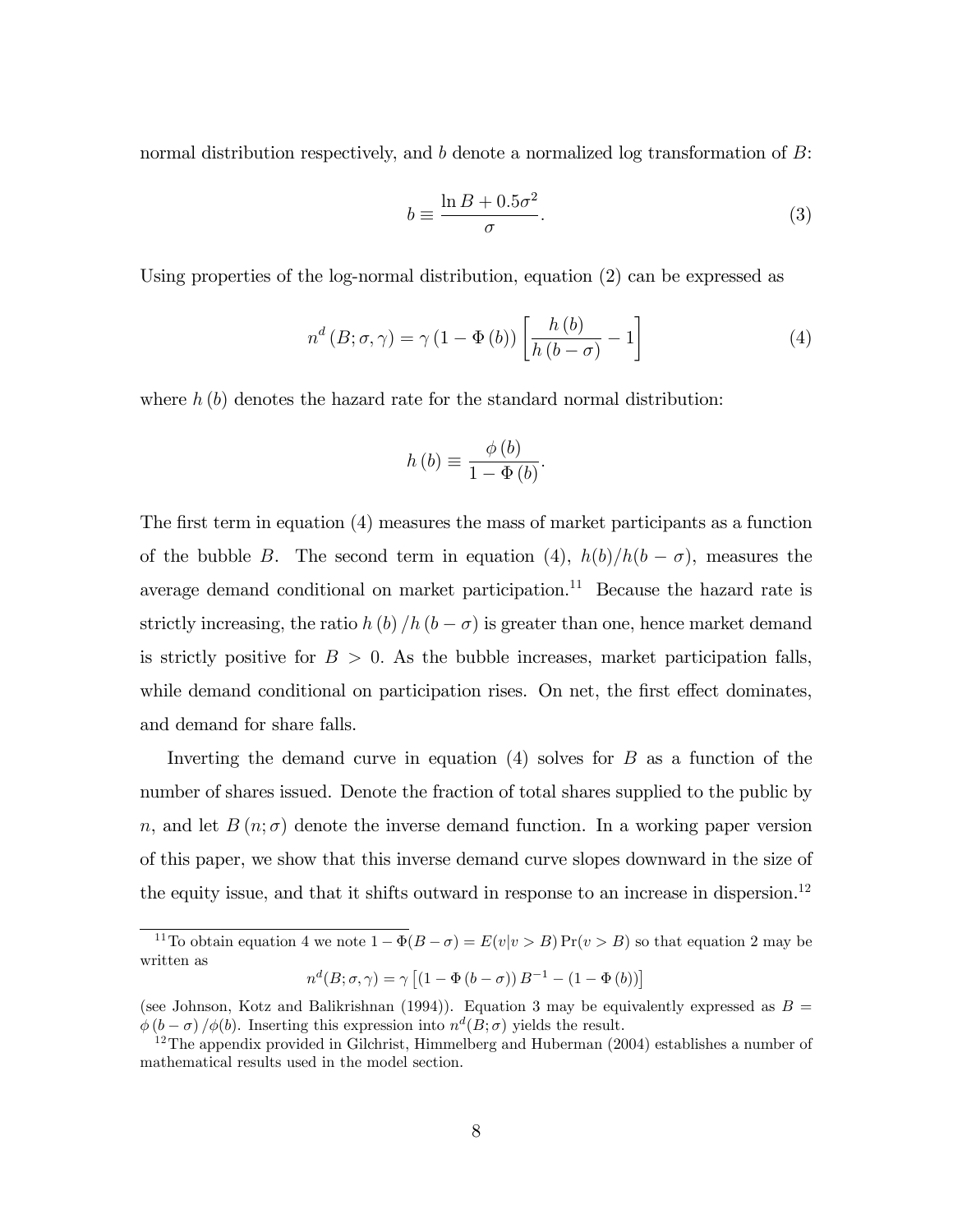normal distribution respectively, and $b$ denote a normalized log transformation of $B$:

$$b \equiv \frac{\ln B + 0.5\sigma^2}{\sigma}. \tag{3}$$

Using properties of the log-normal distribution, equation (2) can be expressed as

$$n^d(B; \sigma, \gamma) = \gamma (1 - \Phi(b)) \left[ \frac{h(b)}{h(b - \sigma)} - 1 \right] \tag{4}$$

where $h(b)$ denotes the hazard rate for the standard normal distribution:

$$h(b) \equiv \frac{\phi(b)}{1 - \Phi(b)}.$$

The first term in equation (4) measures the mass of market participants as a function of the bubble $B$. The second term in equation (4), $h(b)/h(b - \sigma)$, measures the average demand conditional on market participation.[11] Because the hazard rate is strictly increasing, the ratio $h(b)/h(b - \sigma)$ is greater than one, hence market demand is strictly positive for $B > 0$. As the bubble increases, market participation falls, while demand conditional on participation rises. On net, the first effect dominates, and demand for share falls.

Inverting the demand curve in equation (4) solves for $B$ as a function of the number of shares issued. Denote the fraction of total shares supplied to the public by $n$, and let $B(n; \sigma)$ denote the inverse demand function. In a working paper version of this paper, we show that this inverse demand curve slopes downward in the size of the equity issue, and that it shifts outward in response to an increase in dispersion.[12]

---

[11] To obtain equation 4 we note $1 - \Phi(B - \sigma) = E(v|v > B)\Pr(v > B)$ so that equation 2 may be written as

$$n^d(B; \sigma, \gamma) = \gamma \left[ (1 - \Phi(b - \sigma)) B^{-1} - (1 - \Phi(b)) \right]$$

(see Johnson, Kotz and Balikrishnan (1994)). Equation 3 may be equivalently expressed as $B = \phi(b - \sigma)/\phi(b)$. Inserting this expression into $n^d(B; \sigma)$ yields the result.

[12] The appendix provided in Gilchrist, Himmelberg and Huberman (2004) establishes a number of mathematical results used in the model section.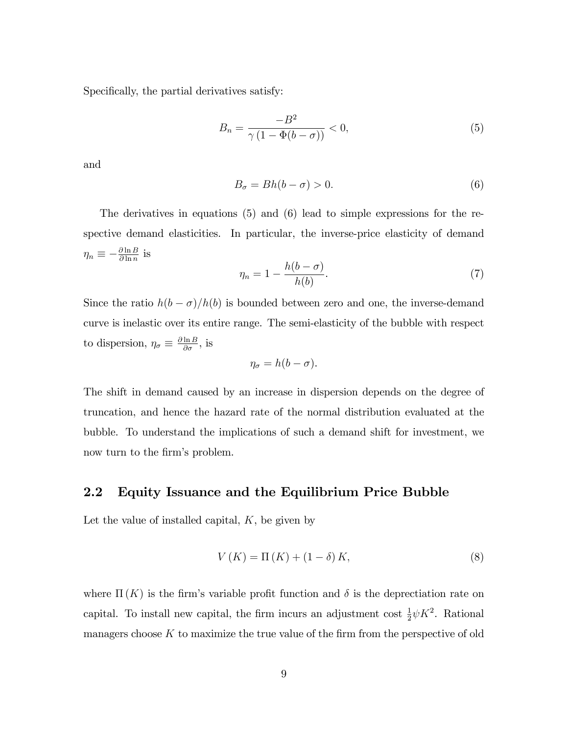Specifically, the partial derivatives satisfy:

$$B_n = \frac{-B^2}{\gamma\left(1 - \Phi(b - \sigma)\right)} < 0, \tag{5}$$

and

$$B_\sigma = Bh(b - \sigma) > 0. \tag{6}$$

The derivatives in equations (5) and (6) lead to simple expressions for the respective demand elasticities. In particular, the inverse-price elasticity of demand $\eta_n \equiv -\frac{\partial \ln B}{\partial \ln n}$ is

$$\eta_n = 1 - \frac{h(b - \sigma)}{h(b)}. \tag{7}$$

Since the ratio $h(b - \sigma)/h(b)$ is bounded between zero and one, the inverse-demand curve is inelastic over its entire range. The semi-elasticity of the bubble with respect to dispersion, $\eta_\sigma \equiv \frac{\partial \ln B}{\partial \sigma}$, is

$$\eta_\sigma = h(b - \sigma).$$

The shift in demand caused by an increase in dispersion depends on the degree of truncation, and hence the hazard rate of the normal distribution evaluated at the bubble. To understand the implications of such a demand shift for investment, we now turn to the firm's problem.

## 2.2 Equity Issuance and the Equilibrium Price Bubble

Let the value of installed capital, $K$, be given by

$$V(K) = \Pi(K) + (1 - \delta) K, \tag{8}$$

where $\Pi(K)$ is the firm's variable profit function and $\delta$ is the deprectiation rate on capital. To install new capital, the firm incurs an adjustment cost $\frac{1}{2}\psi K^2$. Rational managers choose $K$ to maximize the true value of the firm from the perspective of old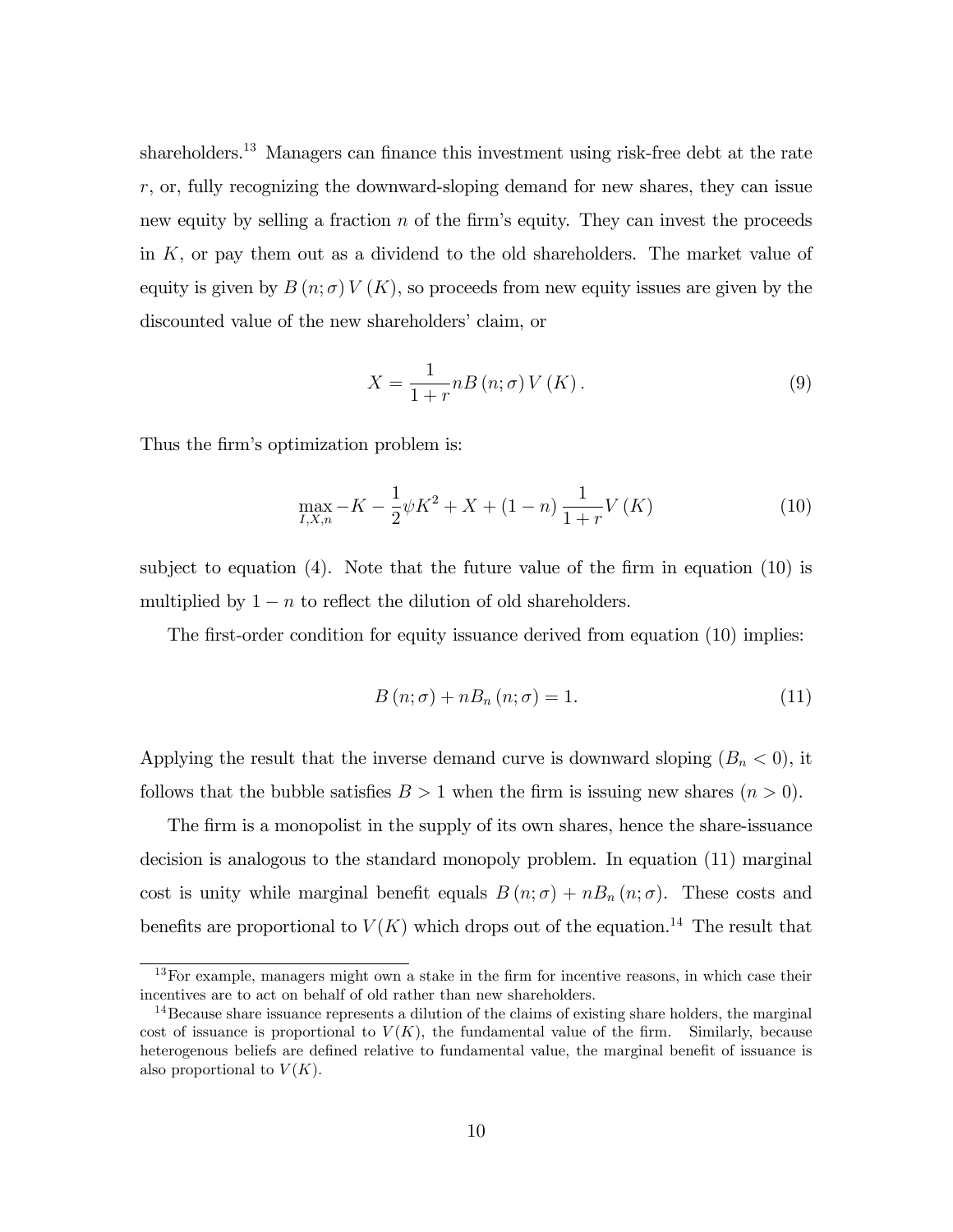shareholders.[13] Managers can finance this investment using risk-free debt at the rate $r$, or, fully recognizing the downward-sloping demand for new shares, they can issue new equity by selling a fraction $n$ of the firm's equity. They can invest the proceeds in $K$, or pay them out as a dividend to the old shareholders. The market value of equity is given by $B(n;\sigma)V(K)$, so proceeds from new equity issues are given by the discounted value of the new shareholders' claim, or

$$X = \frac{1}{1+r} nB(n;\sigma)V(K). \tag{9}$$

Thus the firm's optimization problem is:

$$\max_{I,X,n} -K - \frac{1}{2}\psi K^2 + X + (1-n)\frac{1}{1+r}V(K) \tag{10}$$

subject to equation (4). Note that the future value of the firm in equation (10) is multiplied by $1-n$ to reflect the dilution of old shareholders.

The first-order condition for equity issuance derived from equation (10) implies:

$$B(n;\sigma) + nB_n(n;\sigma) = 1. \tag{11}$$

Applying the result that the inverse demand curve is downward sloping ($B_n < 0$), it follows that the bubble satisfies $B > 1$ when the firm is issuing new shares ($n > 0$).

The firm is a monopolist in the supply of its own shares, hence the share-issuance decision is analogous to the standard monopoly problem. In equation (11) marginal cost is unity while marginal benefit equals $B(n;\sigma) + nB_n(n;\sigma)$. These costs and benefits are proportional to $V(K)$ which drops out of the equation.[14] The result that

[13] For example, managers might own a stake in the firm for incentive reasons, in which case their incentives are to act on behalf of old rather than new shareholders.

[14] Because share issuance represents a dilution of the claims of existing share holders, the marginal cost of issuance is proportional to $V(K)$, the fundamental value of the firm. Similarly, because heterogenous beliefs are defined relative to fundamental value, the marginal benefit of issuance is also proportional to $V(K)$.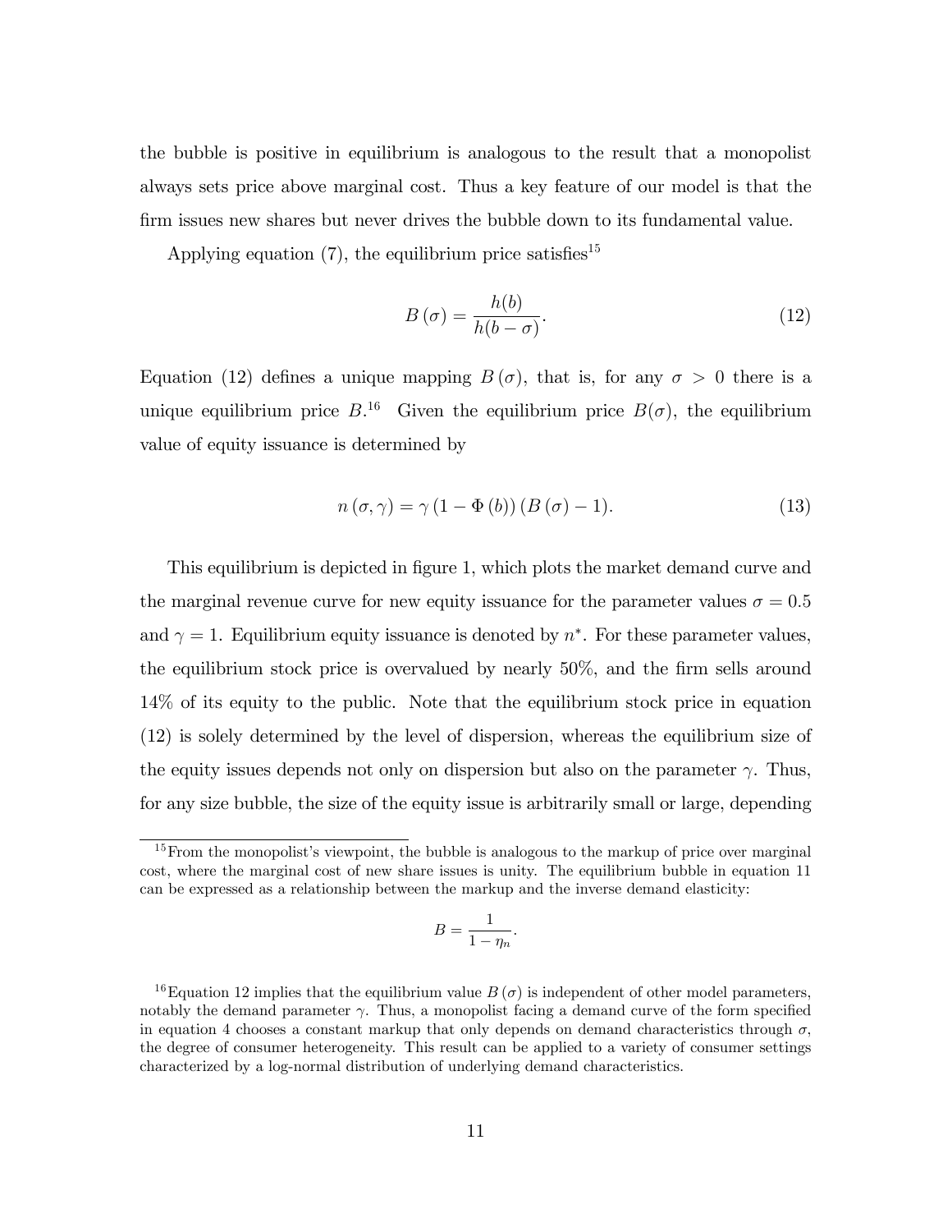the bubble is positive in equilibrium is analogous to the result that a monopolist always sets price above marginal cost. Thus a key feature of our model is that the firm issues new shares but never drives the bubble down to its fundamental value.

Applying equation (7), the equilibrium price satisfies[15]

$$B(\sigma) = \frac{h(b)}{h(b-\sigma)}. \tag{12}$$

Equation (12) defines a unique mapping $B(\sigma)$, that is, for any $\sigma > 0$ there is a unique equilibrium price $B$.[16] Given the equilibrium price $B(\sigma)$, the equilibrium value of equity issuance is determined by

$$n(\sigma, \gamma) = \gamma (1 - \Phi(b)) (B(\sigma) - 1). \tag{13}$$

This equilibrium is depicted in figure 1, which plots the market demand curve and the marginal revenue curve for new equity issuance for the parameter values $\sigma = 0.5$ and $\gamma = 1$. Equilibrium equity issuance is denoted by $n^*$. For these parameter values, the equilibrium stock price is overvalued by nearly 50%, and the firm sells around 14% of its equity to the public. Note that the equilibrium stock price in equation (12) is solely determined by the level of dispersion, whereas the equilibrium size of the equity issues depends not only on dispersion but also on the parameter $\gamma$. Thus, for any size bubble, the size of the equity issue is arbitrarily small or large, depending

---

[15] From the monopolist's viewpoint, the bubble is analogous to the markup of price over marginal cost, where the marginal cost of new share issues is unity. The equilibrium bubble in equation 11 can be expressed as a relationship between the markup and the inverse demand elasticity:

$$B = \frac{1}{1 - \eta_n}.$$

[16] Equation 12 implies that the equilibrium value $B(\sigma)$ is independent of other model parameters, notably the demand parameter $\gamma$. Thus, a monopolist facing a demand curve of the form specified in equation 4 chooses a constant markup that only depends on demand characteristics through $\sigma$, the degree of consumer heterogeneity. This result can be applied to a variety of consumer settings characterized by a log-normal distribution of underlying demand characteristics.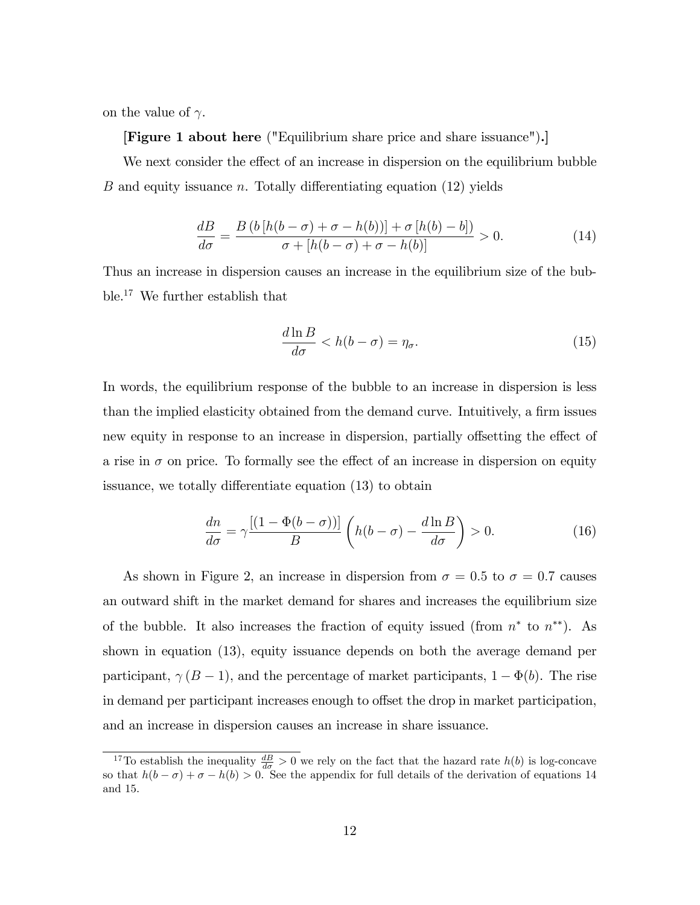on the value of $\gamma$.

**[Figure 1 about here** ("Equilibrium share price and share issuance")**.]**

We next consider the effect of an increase in dispersion on the equilibrium bubble $B$ and equity issuance $n$. Totally differentiating equation (12) yields

$$\frac{dB}{d\sigma} = \frac{B\left(b\left[h(b-\sigma)+\sigma-h(b)\right)\right]+\sigma\left[h(b)-b\right]\right)}{\sigma+\left[h(b-\sigma)+\sigma-h(b)\right]} > 0. \tag{14}$$

Thus an increase in dispersion causes an increase in the equilibrium size of the bubble.[17] We further establish that

$$\frac{d\ln B}{d\sigma} < h(b-\sigma) = \eta_{\sigma}. \tag{15}$$

In words, the equilibrium response of the bubble to an increase in dispersion is less than the implied elasticity obtained from the demand curve. Intuitively, a firm issues new equity in response to an increase in dispersion, partially offsetting the effect of a rise in $\sigma$ on price. To formally see the effect of an increase in dispersion on equity issuance, we totally differentiate equation (13) to obtain

$$\frac{dn}{d\sigma} = \gamma\frac{\left[(1-\Phi(b-\sigma))\right]}{B}\left(h(b-\sigma)-\frac{d\ln B}{d\sigma}\right) > 0. \tag{16}$$

As shown in Figure 2, an increase in dispersion from $\sigma = 0.5$ to $\sigma = 0.7$ causes an outward shift in the market demand for shares and increases the equilibrium size of the bubble. It also increases the fraction of equity issued (from $n^{*}$ to $n^{**}$). As shown in equation (13), equity issuance depends on both the average demand per participant, $\gamma\left(B-1\right)$, and the percentage of market participants, $1-\Phi(b)$. The rise in demand per participant increases enough to offset the drop in market participation, and an increase in dispersion causes an increase in share issuance.

[17] To establish the inequality $\frac{dB}{d\sigma} > 0$ we rely on the fact that the hazard rate $h(b)$ is log-concave so that $h(b-\sigma)+\sigma-h(b) > 0$. See the appendix for full details of the derivation of equations 14 and 15.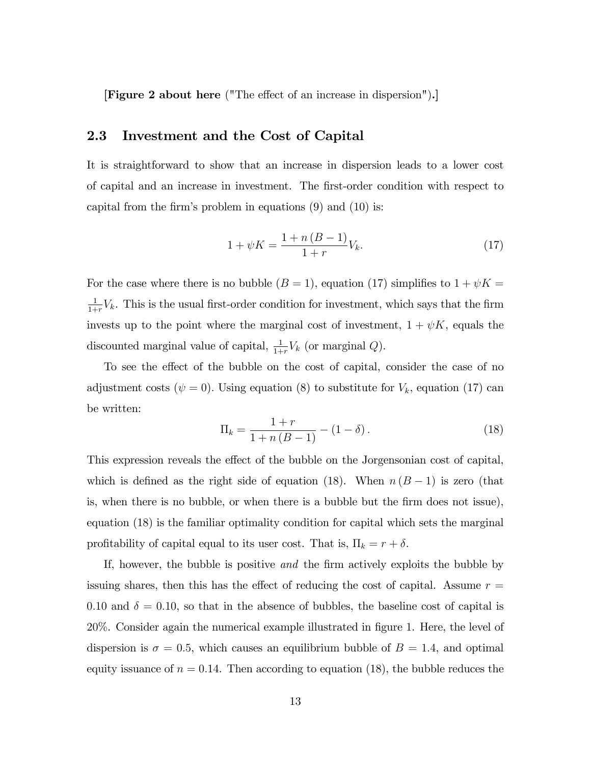[**Figure 2 about here** ("The effect of an increase in dispersion")**.**]

## 2.3 Investment and the Cost of Capital

It is straightforward to show that an increase in dispersion leads to a lower cost of capital and an increase in investment. The first-order condition with respect to capital from the firm's problem in equations (9) and (10) is:

$$1 + \psi K = \frac{1 + n(B-1)}{1+r} V_k. \tag{17}$$

For the case where there is no bubble ($B = 1$), equation (17) simplifies to $1 + \psi K = \frac{1}{1+r} V_k$. This is the usual first-order condition for investment, which says that the firm invests up to the point where the marginal cost of investment, $1 + \psi K$, equals the discounted marginal value of capital, $\frac{1}{1+r} V_k$ (or marginal $Q$).

To see the effect of the bubble on the cost of capital, consider the case of no adjustment costs ($\psi = 0$). Using equation (8) to substitute for $V_k$, equation (17) can be written:

$$\Pi_k = \frac{1+r}{1 + n(B-1)} - (1 - \delta). \tag{18}$$

This expression reveals the effect of the bubble on the Jorgensonian cost of capital, which is defined as the right side of equation (18). When $n(B-1)$ is zero (that is, when there is no bubble, or when there is a bubble but the firm does not issue), equation (18) is the familiar optimality condition for capital which sets the marginal profitability of capital equal to its user cost. That is, $\Pi_k = r + \delta$.

If, however, the bubble is positive *and* the firm actively exploits the bubble by issuing shares, then this has the effect of reducing the cost of capital. Assume $r = 0.10$ and $\delta = 0.10$, so that in the absence of bubbles, the baseline cost of capital is 20%. Consider again the numerical example illustrated in figure 1. Here, the level of dispersion is $\sigma = 0.5$, which causes an equilibrium bubble of $B = 1.4$, and optimal equity issuance of $n = 0.14$. Then according to equation (18), the bubble reduces the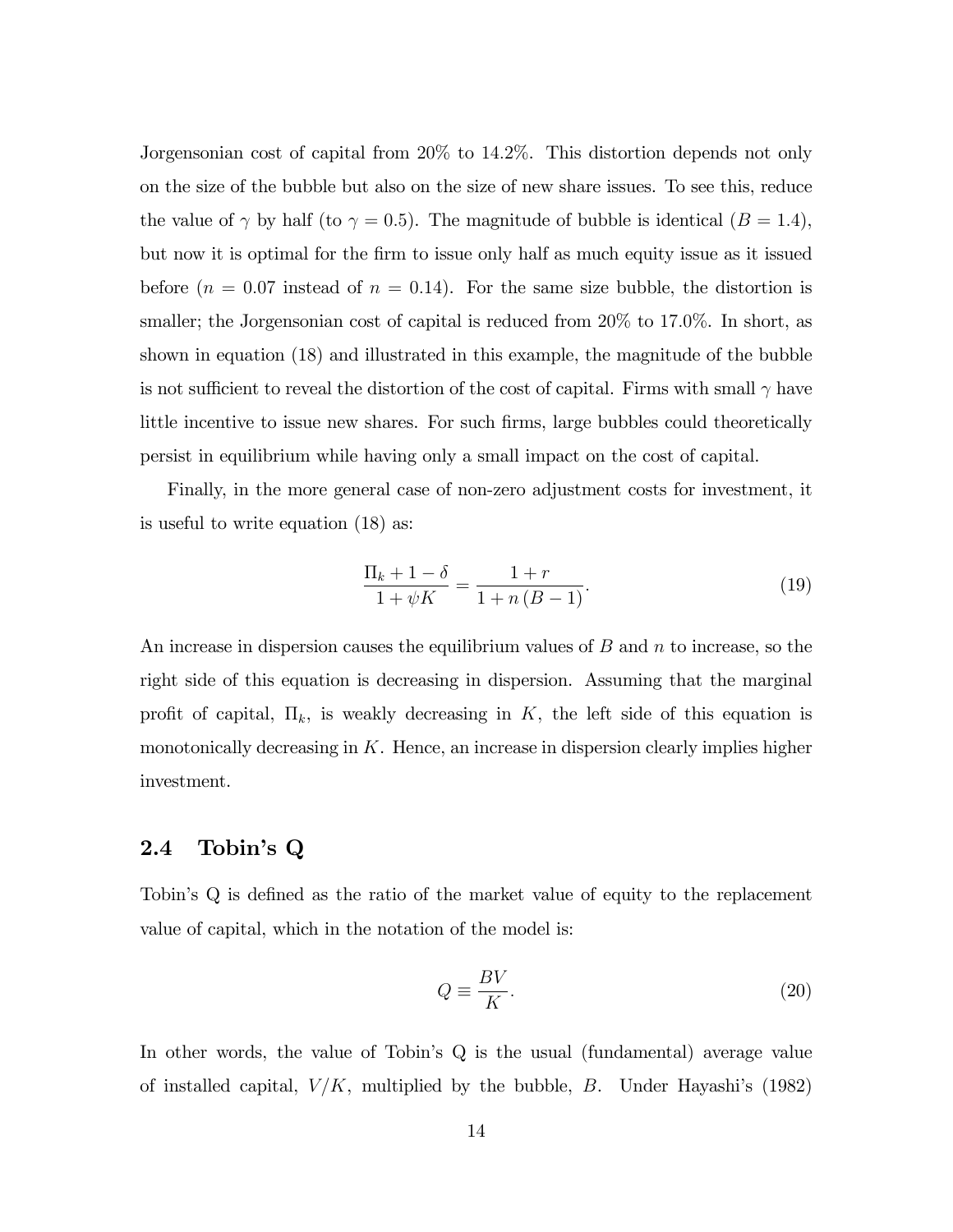Jorgensonian cost of capital from 20% to 14.2%. This distortion depends not only on the size of the bubble but also on the size of new share issues. To see this, reduce the value of $\gamma$ by half (to $\gamma = 0.5$). The magnitude of bubble is identical ($B = 1.4$), but now it is optimal for the firm to issue only half as much equity issue as it issued before ($n = 0.07$ instead of $n = 0.14$). For the same size bubble, the distortion is smaller; the Jorgensonian cost of capital is reduced from 20% to 17.0%. In short, as shown in equation (18) and illustrated in this example, the magnitude of the bubble is not sufficient to reveal the distortion of the cost of capital. Firms with small $\gamma$ have little incentive to issue new shares. For such firms, large bubbles could theoretically persist in equilibrium while having only a small impact on the cost of capital.

Finally, in the more general case of non-zero adjustment costs for investment, it is useful to write equation (18) as:

$$\frac{\Pi_k + 1 - \delta}{1 + \psi K} = \frac{1 + r}{1 + n(B - 1)}. \tag{19}$$

An increase in dispersion causes the equilibrium values of $B$ and $n$ to increase, so the right side of this equation is decreasing in dispersion. Assuming that the marginal profit of capital, $\Pi_k$, is weakly decreasing in $K$, the left side of this equation is monotonically decreasing in $K$. Hence, an increase in dispersion clearly implies higher investment.

## 2.4 Tobin's Q

Tobin's Q is defined as the ratio of the market value of equity to the replacement value of capital, which in the notation of the model is:

$$Q \equiv \frac{BV}{K}. \tag{20}$$

In other words, the value of Tobin's Q is the usual (fundamental) average value of installed capital, $V/K$, multiplied by the bubble, $B$. Under Hayashi's (1982)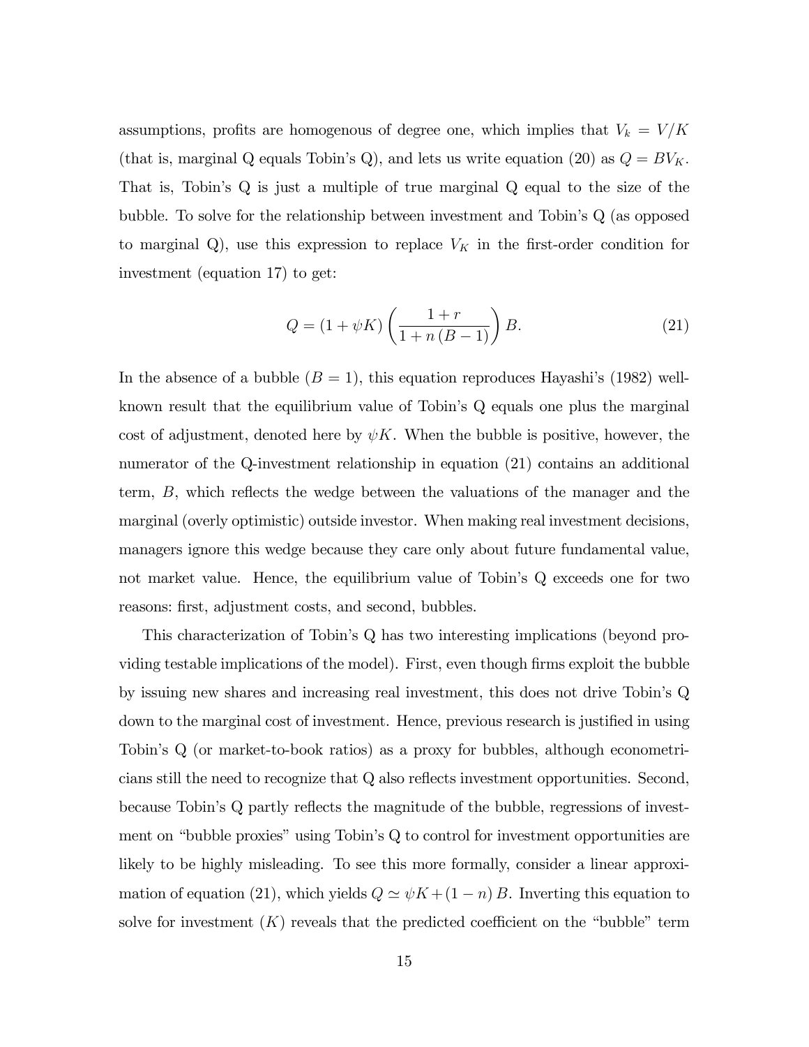assumptions, profits are homogenous of degree one, which implies that $V_k = V/K$ (that is, marginal Q equals Tobin's Q), and lets us write equation (20) as $Q = BV_K$. That is, Tobin's Q is just a multiple of true marginal Q equal to the size of the bubble. To solve for the relationship between investment and Tobin's Q (as opposed to marginal Q), use this expression to replace $V_K$ in the first-order condition for investment (equation 17) to get:

$$Q = (1 + \psi K) \left( \frac{1 + r}{1 + n (B - 1)} \right) B. \tag{21}$$

In the absence of a bubble ($B = 1$), this equation reproduces Hayashi's (1982) well-known result that the equilibrium value of Tobin's Q equals one plus the marginal cost of adjustment, denoted here by $\psi K$. When the bubble is positive, however, the numerator of the Q-investment relationship in equation (21) contains an additional term, $B$, which reflects the wedge between the valuations of the manager and the marginal (overly optimistic) outside investor. When making real investment decisions, managers ignore this wedge because they care only about future fundamental value, not market value. Hence, the equilibrium value of Tobin's Q exceeds one for two reasons: first, adjustment costs, and second, bubbles.

This characterization of Tobin's Q has two interesting implications (beyond providing testable implications of the model). First, even though firms exploit the bubble by issuing new shares and increasing real investment, this does not drive Tobin's Q down to the marginal cost of investment. Hence, previous research is justified in using Tobin's Q (or market-to-book ratios) as a proxy for bubbles, although econometricians still the need to recognize that Q also reflects investment opportunities. Second, because Tobin's Q partly reflects the magnitude of the bubble, regressions of investment on "bubble proxies" using Tobin's Q to control for investment opportunities are likely to be highly misleading. To see this more formally, consider a linear approximation of equation (21), which yields $Q \simeq \psi K + (1 - n) B$. Inverting this equation to solve for investment ($K$) reveals that the predicted coefficient on the "bubble" term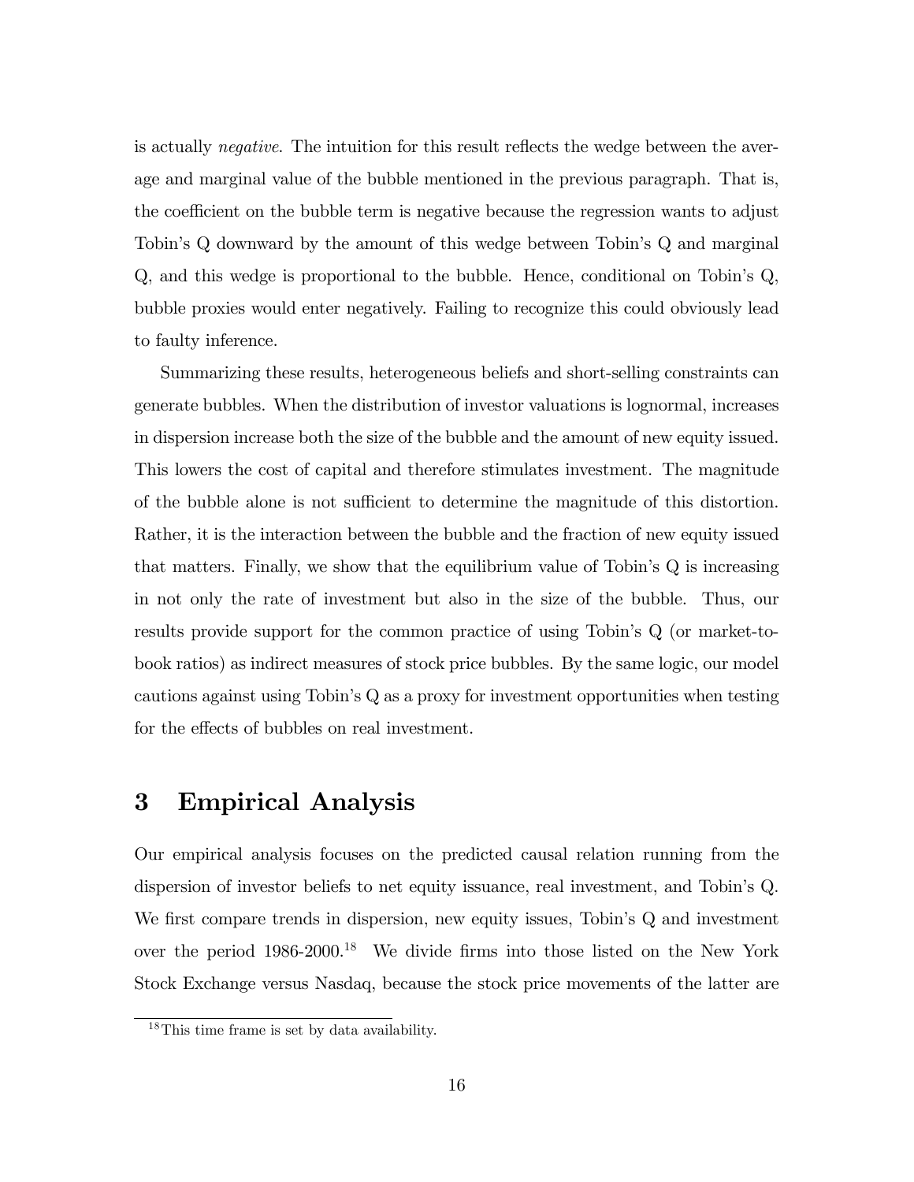is actually *negative*. The intuition for this result reflects the wedge between the average and marginal value of the bubble mentioned in the previous paragraph. That is, the coefficient on the bubble term is negative because the regression wants to adjust Tobin's Q downward by the amount of this wedge between Tobin's Q and marginal Q, and this wedge is proportional to the bubble. Hence, conditional on Tobin's Q, bubble proxies would enter negatively. Failing to recognize this could obviously lead to faulty inference.

Summarizing these results, heterogeneous beliefs and short-selling constraints can generate bubbles. When the distribution of investor valuations is lognormal, increases in dispersion increase both the size of the bubble and the amount of new equity issued. This lowers the cost of capital and therefore stimulates investment. The magnitude of the bubble alone is not sufficient to determine the magnitude of this distortion. Rather, it is the interaction between the bubble and the fraction of new equity issued that matters. Finally, we show that the equilibrium value of Tobin's Q is increasing in not only the rate of investment but also in the size of the bubble. Thus, our results provide support for the common practice of using Tobin's Q (or market-to-book ratios) as indirect measures of stock price bubbles. By the same logic, our model cautions against using Tobin's Q as a proxy for investment opportunities when testing for the effects of bubbles on real investment.

# 3 Empirical Analysis

Our empirical analysis focuses on the predicted causal relation running from the dispersion of investor beliefs to net equity issuance, real investment, and Tobin's Q. We first compare trends in dispersion, new equity issues, Tobin's Q and investment over the period 1986-2000.[18] We divide firms into those listed on the New York Stock Exchange versus Nasdaq, because the stock price movements of the latter are

[18] This time frame is set by data availability.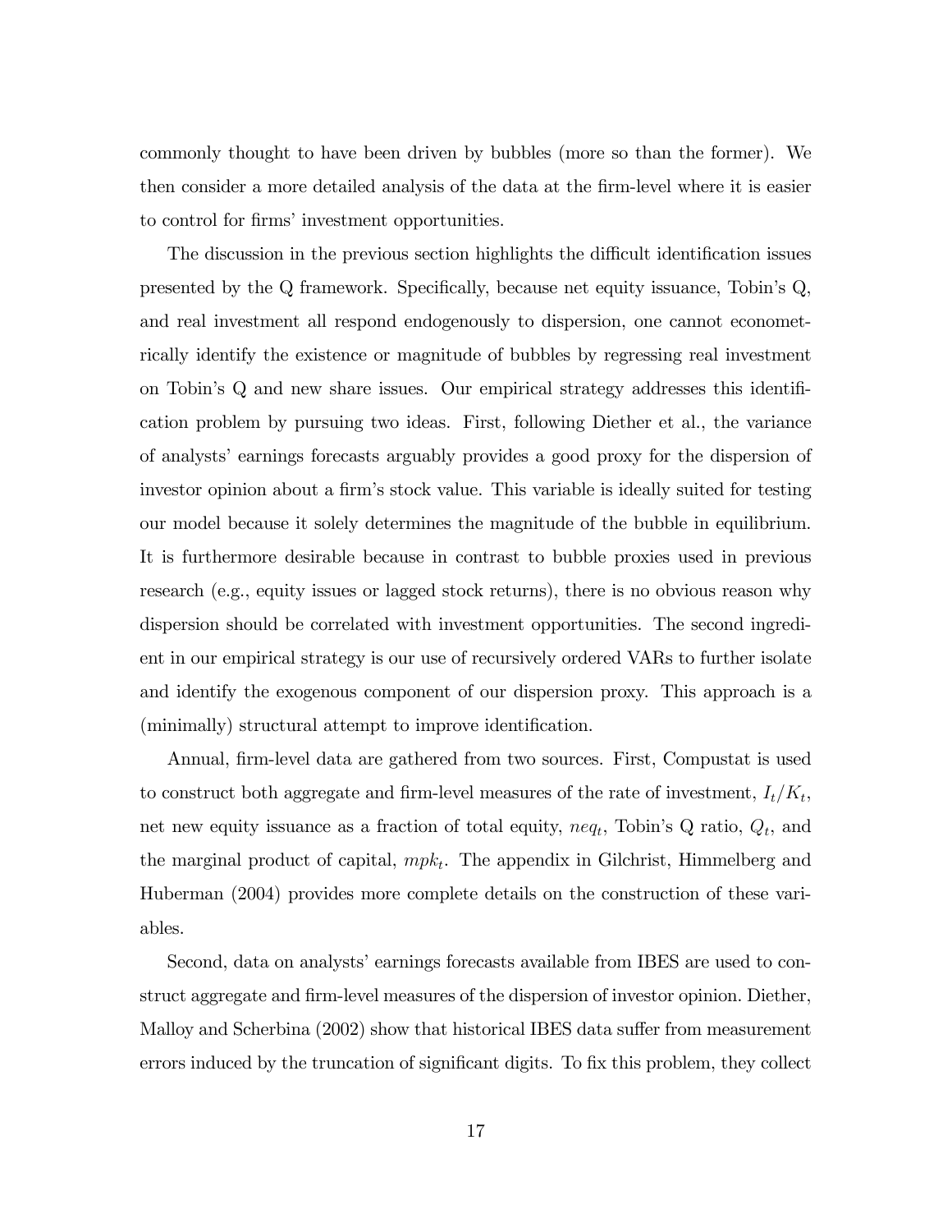commonly thought to have been driven by bubbles (more so than the former). We then consider a more detailed analysis of the data at the firm-level where it is easier to control for firms' investment opportunities.

The discussion in the previous section highlights the difficult identification issues presented by the Q framework. Specifically, because net equity issuance, Tobin's Q, and real investment all respond endogenously to dispersion, one cannot econometrically identify the existence or magnitude of bubbles by regressing real investment on Tobin's Q and new share issues. Our empirical strategy addresses this identification problem by pursuing two ideas. First, following Diether et al., the variance of analysts' earnings forecasts arguably provides a good proxy for the dispersion of investor opinion about a firm's stock value. This variable is ideally suited for testing our model because it solely determines the magnitude of the bubble in equilibrium. It is furthermore desirable because in contrast to bubble proxies used in previous research (e.g., equity issues or lagged stock returns), there is no obvious reason why dispersion should be correlated with investment opportunities. The second ingredient in our empirical strategy is our use of recursively ordered VARs to further isolate and identify the exogenous component of our dispersion proxy. This approach is a (minimally) structural attempt to improve identification.

Annual, firm-level data are gathered from two sources. First, Compustat is used to construct both aggregate and firm-level measures of the rate of investment, $I_t/K_t$, net new equity issuance as a fraction of total equity, $neq_t$, Tobin's Q ratio, $Q_t$, and the marginal product of capital, $mpk_t$. The appendix in Gilchrist, Himmelberg and Huberman (2004) provides more complete details on the construction of these variables.

Second, data on analysts' earnings forecasts available from IBES are used to construct aggregate and firm-level measures of the dispersion of investor opinion. Diether, Malloy and Scherbina (2002) show that historical IBES data suffer from measurement errors induced by the truncation of significant digits. To fix this problem, they collect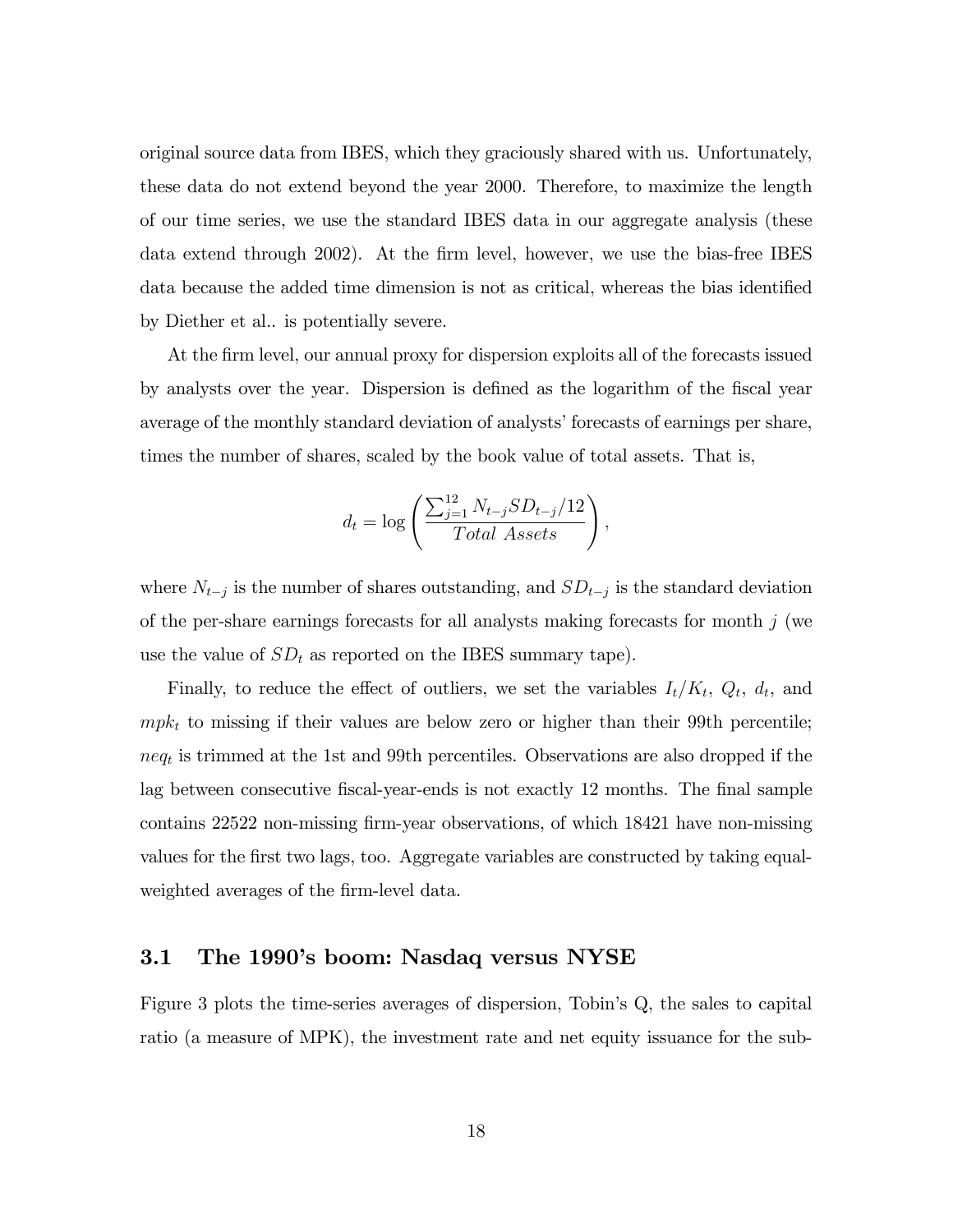original source data from IBES, which they graciously shared with us. Unfortunately, these data do not extend beyond the year 2000. Therefore, to maximize the length of our time series, we use the standard IBES data in our aggregate analysis (these data extend through 2002). At the firm level, however, we use the bias-free IBES data because the added time dimension is not as critical, whereas the bias identified by Diether et al.. is potentially severe.

At the firm level, our annual proxy for dispersion exploits all of the forecasts issued by analysts over the year. Dispersion is defined as the logarithm of the fiscal year average of the monthly standard deviation of analysts' forecasts of earnings per share, times the number of shares, scaled by the book value of total assets. That is,

$$d_t = \log\left(\frac{\sum_{j=1}^{12} N_{t-j} SD_{t-j}/12}{Total\ Assets}\right),$$

where $N_{t-j}$ is the number of shares outstanding, and $SD_{t-j}$ is the standard deviation of the per-share earnings forecasts for all analysts making forecasts for month $j$ (we use the value of $SD_t$ as reported on the IBES summary tape).

Finally, to reduce the effect of outliers, we set the variables $I_t/K_t$, $Q_t$, $d_t$, and $mpk_t$ to missing if their values are below zero or higher than their 99th percentile; $neq_t$ is trimmed at the 1st and 99th percentiles. Observations are also dropped if the lag between consecutive fiscal-year-ends is not exactly 12 months. The final sample contains 22522 non-missing firm-year observations, of which 18421 have non-missing values for the first two lags, too. Aggregate variables are constructed by taking equal-weighted averages of the firm-level data.

## 3.1 The 1990's boom: Nasdaq versus NYSE

Figure 3 plots the time-series averages of dispersion, Tobin's Q, the sales to capital ratio (a measure of MPK), the investment rate and net equity issuance for the sub-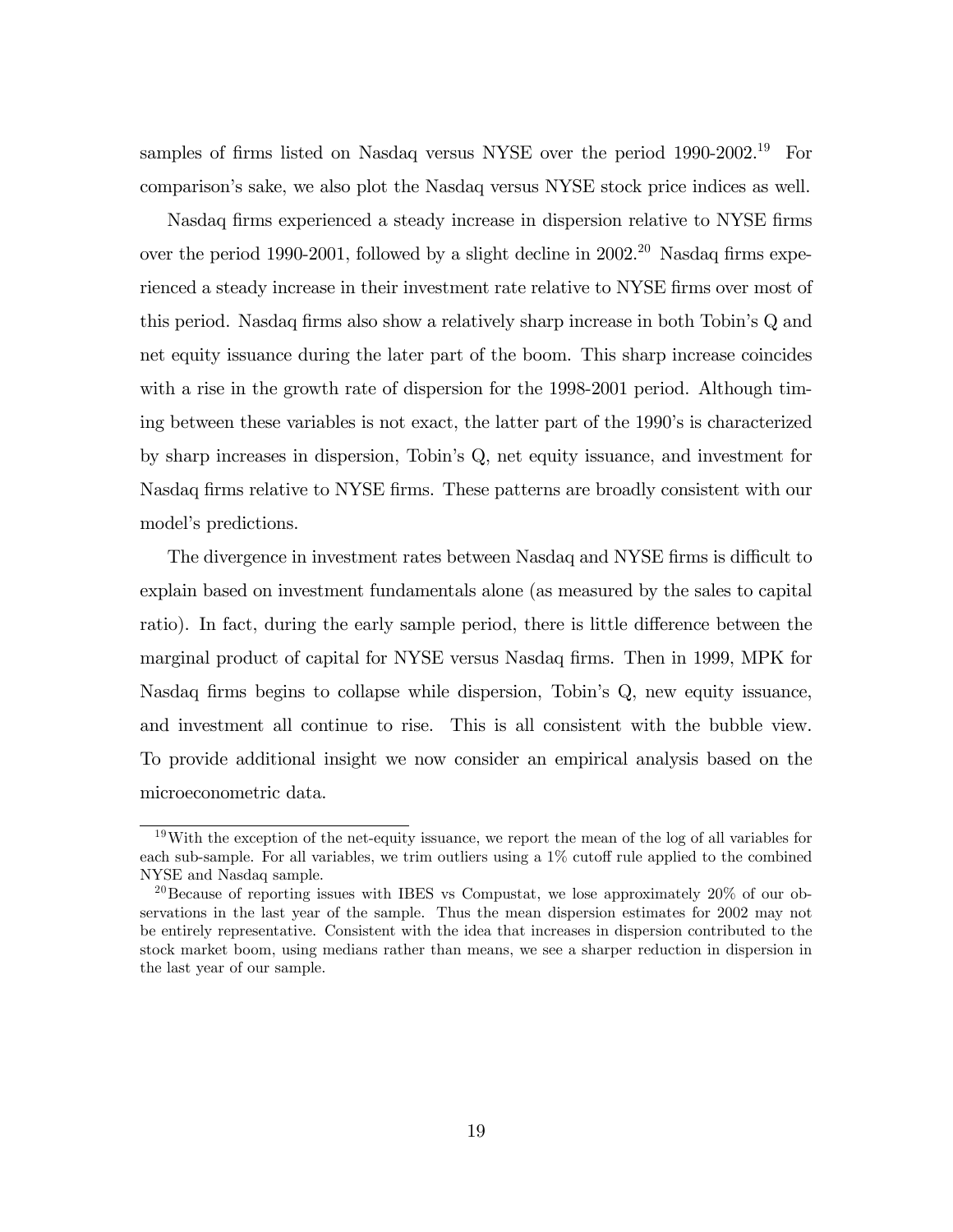samples of firms listed on Nasdaq versus NYSE over the period 1990-2002.[19] For comparison's sake, we also plot the Nasdaq versus NYSE stock price indices as well.

Nasdaq firms experienced a steady increase in dispersion relative to NYSE firms over the period 1990-2001, followed by a slight decline in 2002.[20] Nasdaq firms experienced a steady increase in their investment rate relative to NYSE firms over most of this period. Nasdaq firms also show a relatively sharp increase in both Tobin's Q and net equity issuance during the later part of the boom. This sharp increase coincides with a rise in the growth rate of dispersion for the 1998-2001 period. Although timing between these variables is not exact, the latter part of the 1990's is characterized by sharp increases in dispersion, Tobin's Q, net equity issuance, and investment for Nasdaq firms relative to NYSE firms. These patterns are broadly consistent with our model's predictions.

The divergence in investment rates between Nasdaq and NYSE firms is difficult to explain based on investment fundamentals alone (as measured by the sales to capital ratio). In fact, during the early sample period, there is little difference between the marginal product of capital for NYSE versus Nasdaq firms. Then in 1999, MPK for Nasdaq firms begins to collapse while dispersion, Tobin's Q, new equity issuance, and investment all continue to rise. This is all consistent with the bubble view. To provide additional insight we now consider an empirical analysis based on the microeconometric data.

---

[19] With the exception of the net-equity issuance, we report the mean of the log of all variables for each sub-sample. For all variables, we trim outliers using a 1% cutoff rule applied to the combined NYSE and Nasdaq sample.

[20] Because of reporting issues with IBES vs Compustat, we lose approximately 20% of our observations in the last year of the sample. Thus the mean dispersion estimates for 2002 may not be entirely representative. Consistent with the idea that increases in dispersion contributed to the stock market boom, using medians rather than means, we see a sharper reduction in dispersion in the last year of our sample.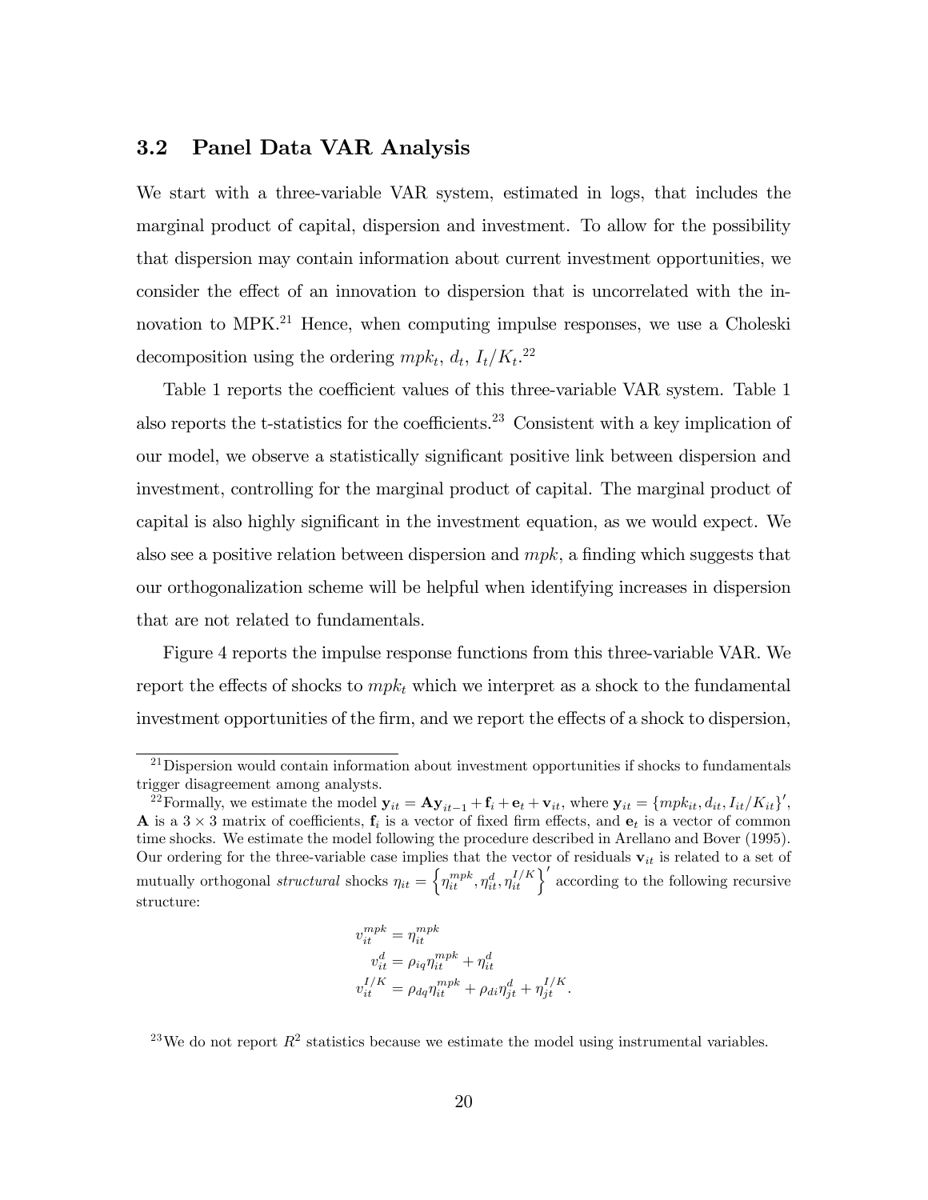## 3.2 Panel Data VAR Analysis

We start with a three-variable VAR system, estimated in logs, that includes the marginal product of capital, dispersion and investment. To allow for the possibility that dispersion may contain information about current investment opportunities, we consider the effect of an innovation to dispersion that is uncorrelated with the innovation to MPK.[21] Hence, when computing impulse responses, we use a Choleski decomposition using the ordering $mpk_t$, $d_t$, $I_t/K_t$.[22]

Table 1 reports the coefficient values of this three-variable VAR system. Table 1 also reports the t-statistics for the coefficients.[23] Consistent with a key implication of our model, we observe a statistically significant positive link between dispersion and investment, controlling for the marginal product of capital. The marginal product of capital is also highly significant in the investment equation, as we would expect. We also see a positive relation between dispersion and $mpk$, a finding which suggests that our orthogonalization scheme will be helpful when identifying increases in dispersion that are not related to fundamentals.

Figure 4 reports the impulse response functions from this three-variable VAR. We report the effects of shocks to $mpk_t$ which we interpret as a shock to the fundamental investment opportunities of the firm, and we report the effects of a shock to dispersion,

---

[21] Dispersion would contain information about investment opportunities if shocks to fundamentals trigger disagreement among analysts.

[22] Formally, we estimate the model $\mathbf{y}_{it} = \mathbf{A}\mathbf{y}_{it-1} + \mathbf{f}_i + \mathbf{e}_t + \mathbf{v}_{it}$, where $\mathbf{y}_{it} = \{mpk_{it}, d_{it}, I_{it}/K_{it}\}'$, $\mathbf{A}$ is a $3 \times 3$ matrix of coefficients, $\mathbf{f}_i$ is a vector of fixed firm effects, and $\mathbf{e}_t$ is a vector of common time shocks. We estimate the model following the procedure described in Arellano and Bover (1995). Our ordering for the three-variable case implies that the vector of residuals $\mathbf{v}_{it}$ is related to a set of mutually orthogonal *structural* shocks $\eta_{it} = \left\{\eta_{it}^{mpk}, \eta_{it}^{d}, \eta_{it}^{I/K}\right\}'$ according to the following recursive structure:

$$
\begin{aligned}
v_{it}^{mpk} &= \eta_{it}^{mpk} \\
v_{it}^{d} &= \rho_{iq}\eta_{it}^{mpk} + \eta_{it}^{d} \\
v_{it}^{I/K} &= \rho_{dq}\eta_{it}^{mpk} + \rho_{di}\eta_{jt}^{d} + \eta_{jt}^{I/K}.
\end{aligned}
$$

[23] We do not report $R^2$ statistics because we estimate the model using instrumental variables.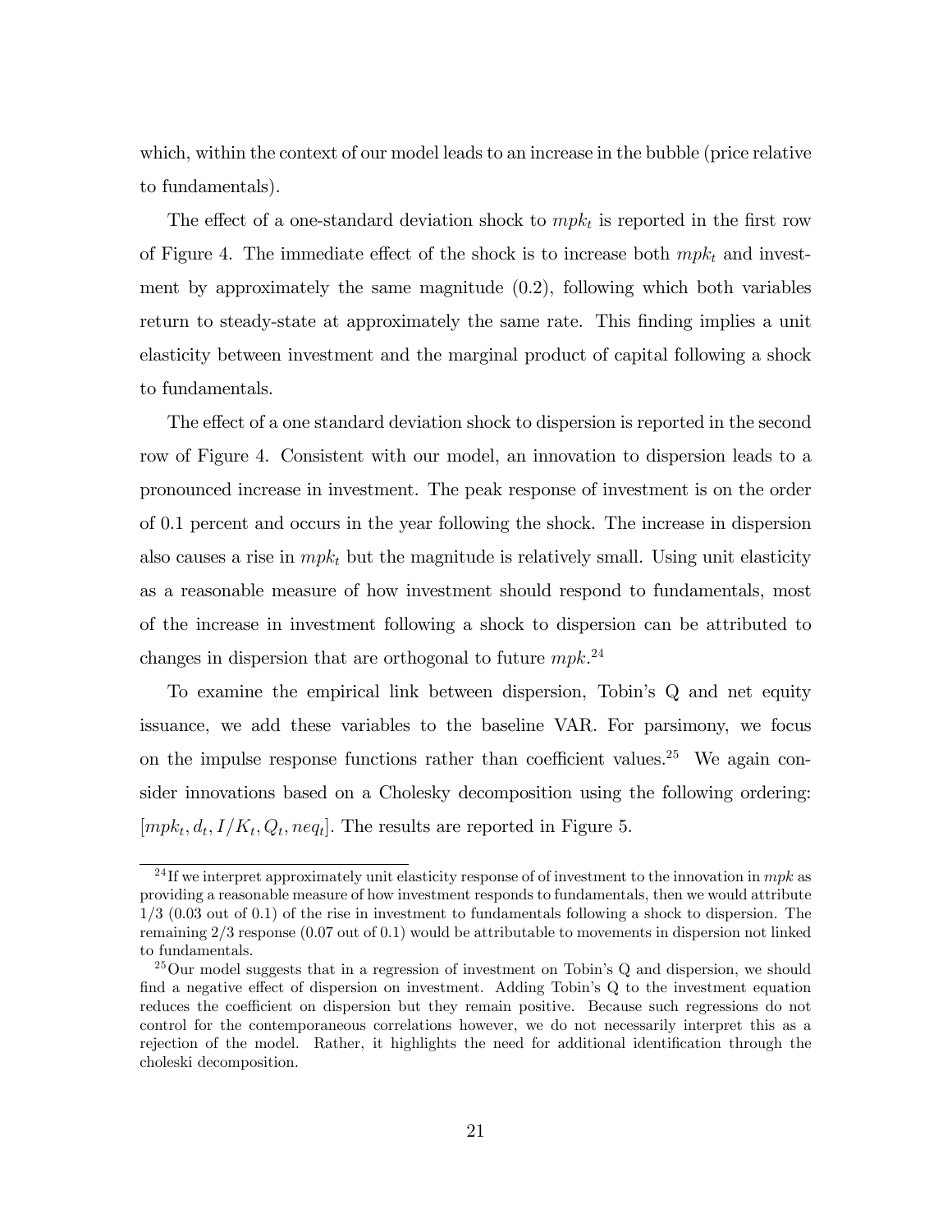which, within the context of our model leads to an increase in the bubble (price relative to fundamentals).

The effect of a one-standard deviation shock to $mpk_t$ is reported in the first row of Figure 4. The immediate effect of the shock is to increase both $mpk_t$ and investment by approximately the same magnitude (0.2), following which both variables return to steady-state at approximately the same rate. This finding implies a unit elasticity between investment and the marginal product of capital following a shock to fundamentals.

The effect of a one standard deviation shock to dispersion is reported in the second row of Figure 4. Consistent with our model, an innovation to dispersion leads to a pronounced increase in investment. The peak response of investment is on the order of 0.1 percent and occurs in the year following the shock. The increase in dispersion also causes a rise in $mpk_t$ but the magnitude is relatively small. Using unit elasticity as a reasonable measure of how investment should respond to fundamentals, most of the increase in investment following a shock to dispersion can be attributed to changes in dispersion that are orthogonal to future $mpk$.[24]

To examine the empirical link between dispersion, Tobin's Q and net equity issuance, we add these variables to the baseline VAR. For parsimony, we focus on the impulse response functions rather than coefficient values.[25] We again consider innovations based on a Cholesky decomposition using the following ordering: $[mpk_t, d_t, I/K_t, Q_t, neq_t]$. The results are reported in Figure 5.

[24] If we interpret approximately unit elasticity response of of investment to the innovation in $mpk$ as providing a reasonable measure of how investment responds to fundamentals, then we would attribute 1/3 (0.03 out of 0.1) of the rise in investment to fundamentals following a shock to dispersion. The remaining 2/3 response (0.07 out of 0.1) would be attributable to movements in dispersion not linked to fundamentals.

[25] Our model suggests that in a regression of investment on Tobin's Q and dispersion, we should find a negative effect of dispersion on investment. Adding Tobin's Q to the investment equation reduces the coefficient on dispersion but they remain positive. Because such regressions do not control for the contemporaneous correlations however, we do not necessarily interpret this as a rejection of the model. Rather, it highlights the need for additional identification through the choleski decomposition.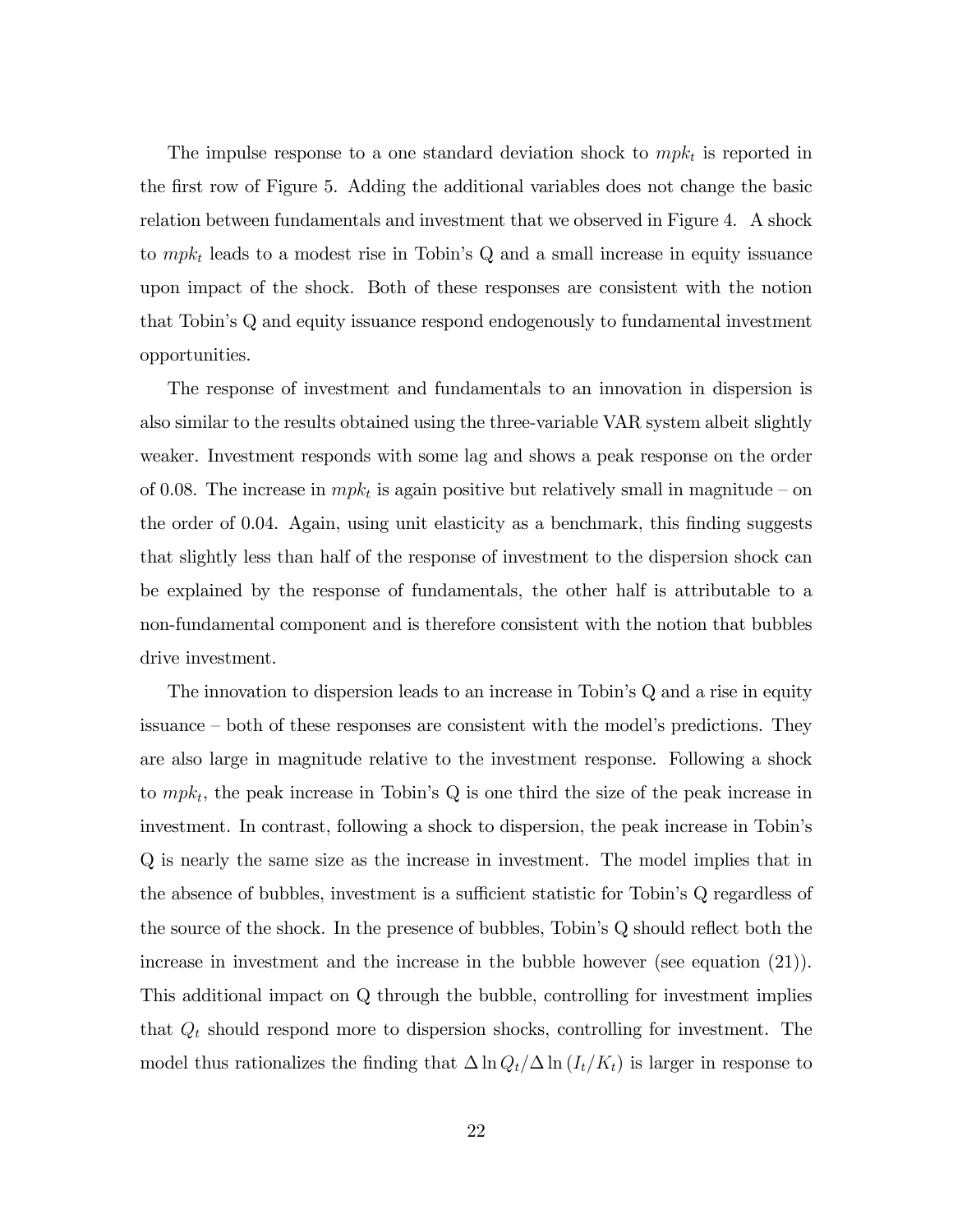The impulse response to a one standard deviation shock to $mpk_t$ is reported in the first row of Figure 5. Adding the additional variables does not change the basic relation between fundamentals and investment that we observed in Figure 4. A shock to $mpk_t$ leads to a modest rise in Tobin's Q and a small increase in equity issuance upon impact of the shock. Both of these responses are consistent with the notion that Tobin's Q and equity issuance respond endogenously to fundamental investment opportunities.

The response of investment and fundamentals to an innovation in dispersion is also similar to the results obtained using the three-variable VAR system albeit slightly weaker. Investment responds with some lag and shows a peak response on the order of 0.08. The increase in $mpk_t$ is again positive but relatively small in magnitude – on the order of 0.04. Again, using unit elasticity as a benchmark, this finding suggests that slightly less than half of the response of investment to the dispersion shock can be explained by the response of fundamentals, the other half is attributable to a non-fundamental component and is therefore consistent with the notion that bubbles drive investment.

The innovation to dispersion leads to an increase in Tobin's Q and a rise in equity issuance – both of these responses are consistent with the model's predictions. They are also large in magnitude relative to the investment response. Following a shock to $mpk_t$, the peak increase in Tobin's Q is one third the size of the peak increase in investment. In contrast, following a shock to dispersion, the peak increase in Tobin's Q is nearly the same size as the increase in investment. The model implies that in the absence of bubbles, investment is a sufficient statistic for Tobin's Q regardless of the source of the shock. In the presence of bubbles, Tobin's Q should reflect both the increase in investment and the increase in the bubble however (see equation (21)). This additional impact on Q through the bubble, controlling for investment implies that $Q_t$ should respond more to dispersion shocks, controlling for investment. The model thus rationalizes the finding that $\Delta \ln Q_t / \Delta \ln (I_t/K_t)$ is larger in response to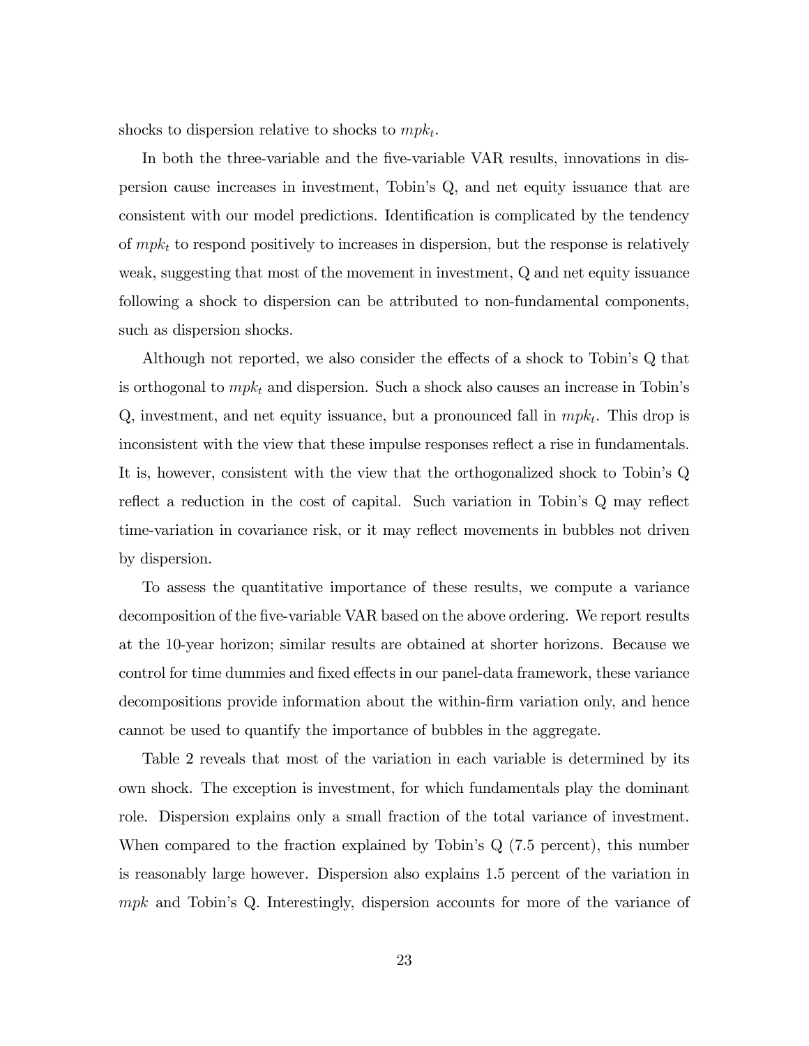shocks to dispersion relative to shocks to $mpk_t$.

In both the three-variable and the five-variable VAR results, innovations in dispersion cause increases in investment, Tobin's Q, and net equity issuance that are consistent with our model predictions. Identification is complicated by the tendency of $mpk_t$ to respond positively to increases in dispersion, but the response is relatively weak, suggesting that most of the movement in investment, Q and net equity issuance following a shock to dispersion can be attributed to non-fundamental components, such as dispersion shocks.

Although not reported, we also consider the effects of a shock to Tobin's Q that is orthogonal to $mpk_t$ and dispersion. Such a shock also causes an increase in Tobin's Q, investment, and net equity issuance, but a pronounced fall in $mpk_t$. This drop is inconsistent with the view that these impulse responses reflect a rise in fundamentals. It is, however, consistent with the view that the orthogonalized shock to Tobin's Q reflect a reduction in the cost of capital. Such variation in Tobin's Q may reflect time-variation in covariance risk, or it may reflect movements in bubbles not driven by dispersion.

To assess the quantitative importance of these results, we compute a variance decomposition of the five-variable VAR based on the above ordering. We report results at the 10-year horizon; similar results are obtained at shorter horizons. Because we control for time dummies and fixed effects in our panel-data framework, these variance decompositions provide information about the within-firm variation only, and hence cannot be used to quantify the importance of bubbles in the aggregate.

Table 2 reveals that most of the variation in each variable is determined by its own shock. The exception is investment, for which fundamentals play the dominant role. Dispersion explains only a small fraction of the total variance of investment. When compared to the fraction explained by Tobin's Q (7.5 percent), this number is reasonably large however. Dispersion also explains 1.5 percent of the variation in $mpk$ and Tobin's Q. Interestingly, dispersion accounts for more of the variance of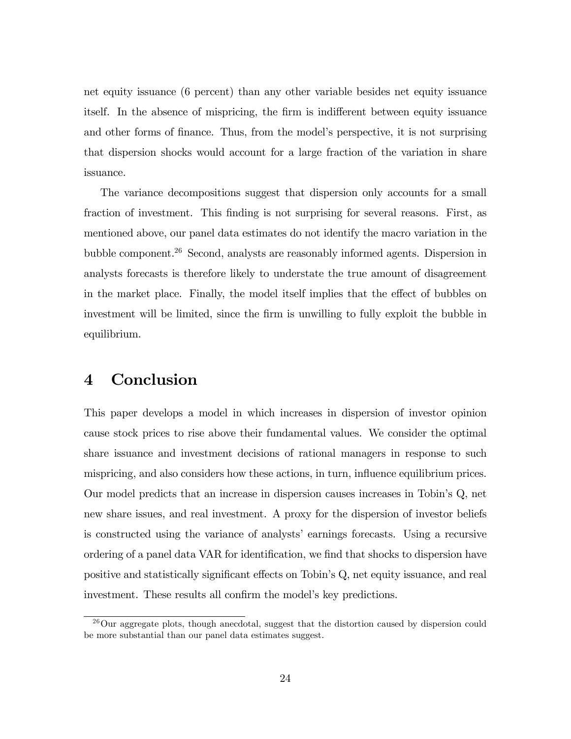net equity issuance (6 percent) than any other variable besides net equity issuance itself. In the absence of mispricing, the firm is indifferent between equity issuance and other forms of finance. Thus, from the model's perspective, it is not surprising that dispersion shocks would account for a large fraction of the variation in share issuance.

The variance decompositions suggest that dispersion only accounts for a small fraction of investment. This finding is not surprising for several reasons. First, as mentioned above, our panel data estimates do not identify the macro variation in the bubble component.[26] Second, analysts are reasonably informed agents. Dispersion in analysts forecasts is therefore likely to understate the true amount of disagreement in the market place. Finally, the model itself implies that the effect of bubbles on investment will be limited, since the firm is unwilling to fully exploit the bubble in equilibrium.

# 4 Conclusion

This paper develops a model in which increases in dispersion of investor opinion cause stock prices to rise above their fundamental values. We consider the optimal share issuance and investment decisions of rational managers in response to such mispricing, and also considers how these actions, in turn, influence equilibrium prices. Our model predicts that an increase in dispersion causes increases in Tobin's Q, net new share issues, and real investment. A proxy for the dispersion of investor beliefs is constructed using the variance of analysts' earnings forecasts. Using a recursive ordering of a panel data VAR for identification, we find that shocks to dispersion have positive and statistically significant effects on Tobin's Q, net equity issuance, and real investment. These results all confirm the model's key predictions.

[26] Our aggregate plots, though anecdotal, suggest that the distortion caused by dispersion could be more substantial than our panel data estimates suggest.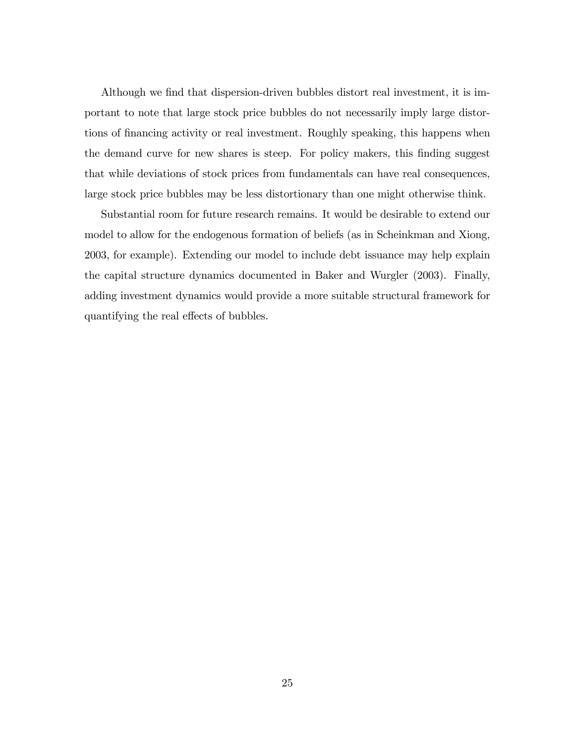Although we find that dispersion-driven bubbles distort real investment, it is important to note that large stock price bubbles do not necessarily imply large distortions of financing activity or real investment. Roughly speaking, this happens when the demand curve for new shares is steep. For policy makers, this finding suggest that while deviations of stock prices from fundamentals can have real consequences, large stock price bubbles may be less distortionary than one might otherwise think.

Substantial room for future research remains. It would be desirable to extend our model to allow for the endogenous formation of beliefs (as in Scheinkman and Xiong, 2003, for example). Extending our model to include debt issuance may help explain the capital structure dynamics documented in Baker and Wurgler (2003). Finally, adding investment dynamics would provide a more suitable structural framework for quantifying the real effects of bubbles.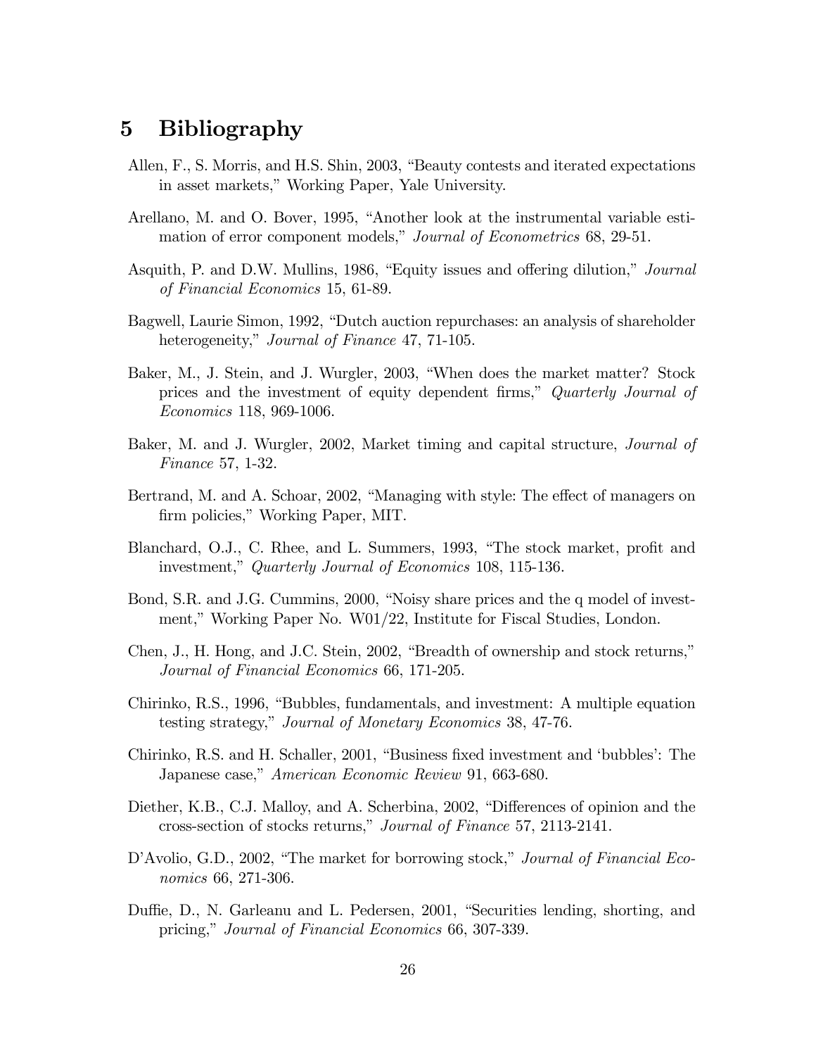# 5 Bibliography

Allen, F., S. Morris, and H.S. Shin, 2003, "Beauty contests and iterated expectations in asset markets," Working Paper, Yale University.

Arellano, M. and O. Bover, 1995, "Another look at the instrumental variable estimation of error component models," *Journal of Econometrics* 68, 29-51.

Asquith, P. and D.W. Mullins, 1986, "Equity issues and offering dilution," *Journal of Financial Economics* 15, 61-89.

Bagwell, Laurie Simon, 1992, "Dutch auction repurchases: an analysis of shareholder heterogeneity," *Journal of Finance* 47, 71-105.

Baker, M., J. Stein, and J. Wurgler, 2003, "When does the market matter? Stock prices and the investment of equity dependent firms," *Quarterly Journal of Economics* 118, 969-1006.

Baker, M. and J. Wurgler, 2002, Market timing and capital structure, *Journal of Finance* 57, 1-32.

Bertrand, M. and A. Schoar, 2002, "Managing with style: The effect of managers on firm policies," Working Paper, MIT.

Blanchard, O.J., C. Rhee, and L. Summers, 1993, "The stock market, profit and investment," *Quarterly Journal of Economics* 108, 115-136.

Bond, S.R. and J.G. Cummins, 2000, "Noisy share prices and the q model of investment," Working Paper No. W01/22, Institute for Fiscal Studies, London.

Chen, J., H. Hong, and J.C. Stein, 2002, "Breadth of ownership and stock returns," *Journal of Financial Economics* 66, 171-205.

Chirinko, R.S., 1996, "Bubbles, fundamentals, and investment: A multiple equation testing strategy," *Journal of Monetary Economics* 38, 47-76.

Chirinko, R.S. and H. Schaller, 2001, "Business fixed investment and 'bubbles': The Japanese case," *American Economic Review* 91, 663-680.

Diether, K.B., C.J. Malloy, and A. Scherbina, 2002, "Differences of opinion and the cross-section of stocks returns," *Journal of Finance* 57, 2113-2141.

D'Avolio, G.D., 2002, "The market for borrowing stock," *Journal of Financial Economics* 66, 271-306.

Duffie, D., N. Garleanu and L. Pedersen, 2001, "Securities lending, shorting, and pricing," *Journal of Financial Economics* 66, 307-339.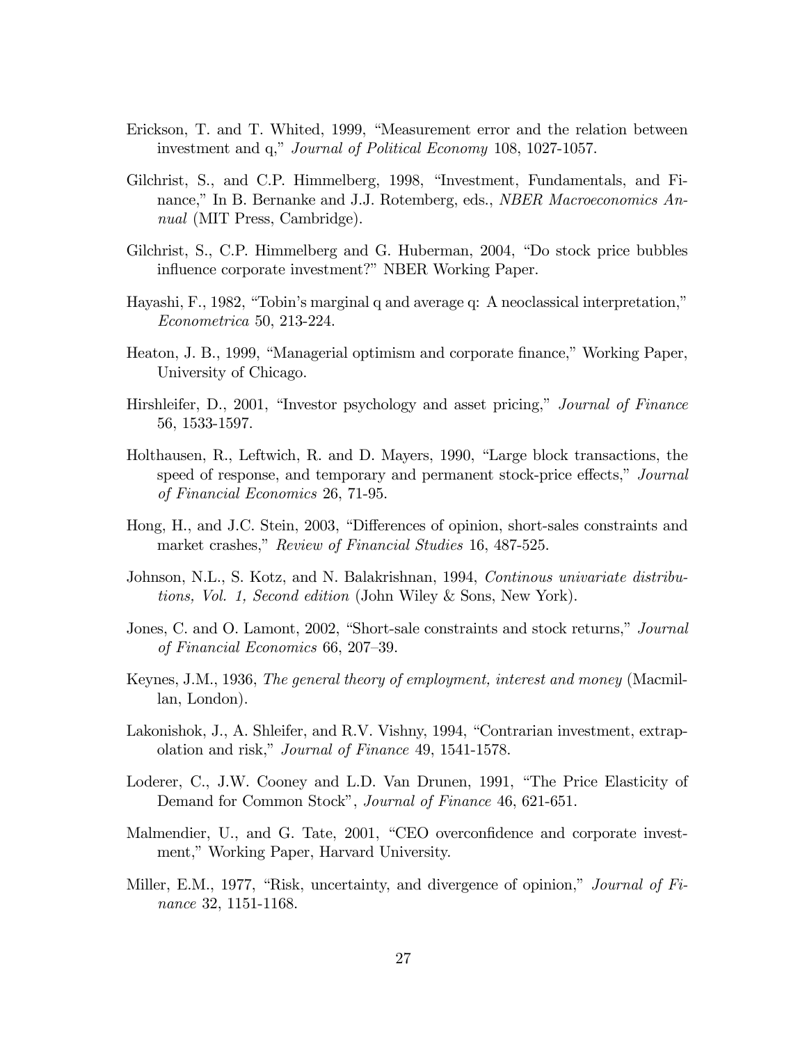Erickson, T. and T. Whited, 1999, "Measurement error and the relation between investment and q," *Journal of Political Economy* 108, 1027-1057.

Gilchrist, S., and C.P. Himmelberg, 1998, "Investment, Fundamentals, and Finance," In B. Bernanke and J.J. Rotemberg, eds., *NBER Macroeconomics Annual* (MIT Press, Cambridge).

Gilchrist, S., C.P. Himmelberg and G. Huberman, 2004, "Do stock price bubbles influence corporate investment?" NBER Working Paper.

Hayashi, F., 1982, "Tobin's marginal q and average q: A neoclassical interpretation," *Econometrica* 50, 213-224.

Heaton, J. B., 1999, "Managerial optimism and corporate finance," Working Paper, University of Chicago.

Hirshleifer, D., 2001, "Investor psychology and asset pricing," *Journal of Finance* 56, 1533-1597.

Holthausen, R., Leftwich, R. and D. Mayers, 1990, "Large block transactions, the speed of response, and temporary and permanent stock-price effects," *Journal of Financial Economics* 26, 71-95.

Hong, H., and J.C. Stein, 2003, "Differences of opinion, short-sales constraints and market crashes," *Review of Financial Studies* 16, 487-525.

Johnson, N.L., S. Kotz, and N. Balakrishnan, 1994, *Continous univariate distributions, Vol. 1, Second edition* (John Wiley & Sons, New York).

Jones, C. and O. Lamont, 2002, "Short-sale constraints and stock returns," *Journal of Financial Economics* 66, 207–39.

Keynes, J.M., 1936, *The general theory of employment, interest and money* (Macmillan, London).

Lakonishok, J., A. Shleifer, and R.V. Vishny, 1994, "Contrarian investment, extrapolation and risk," *Journal of Finance* 49, 1541-1578.

Loderer, C., J.W. Cooney and L.D. Van Drunen, 1991, "The Price Elasticity of Demand for Common Stock", *Journal of Finance* 46, 621-651.

Malmendier, U., and G. Tate, 2001, "CEO overconfidence and corporate investment," Working Paper, Harvard University.

Miller, E.M., 1977, "Risk, uncertainty, and divergence of opinion," *Journal of Finance* 32, 1151-1168.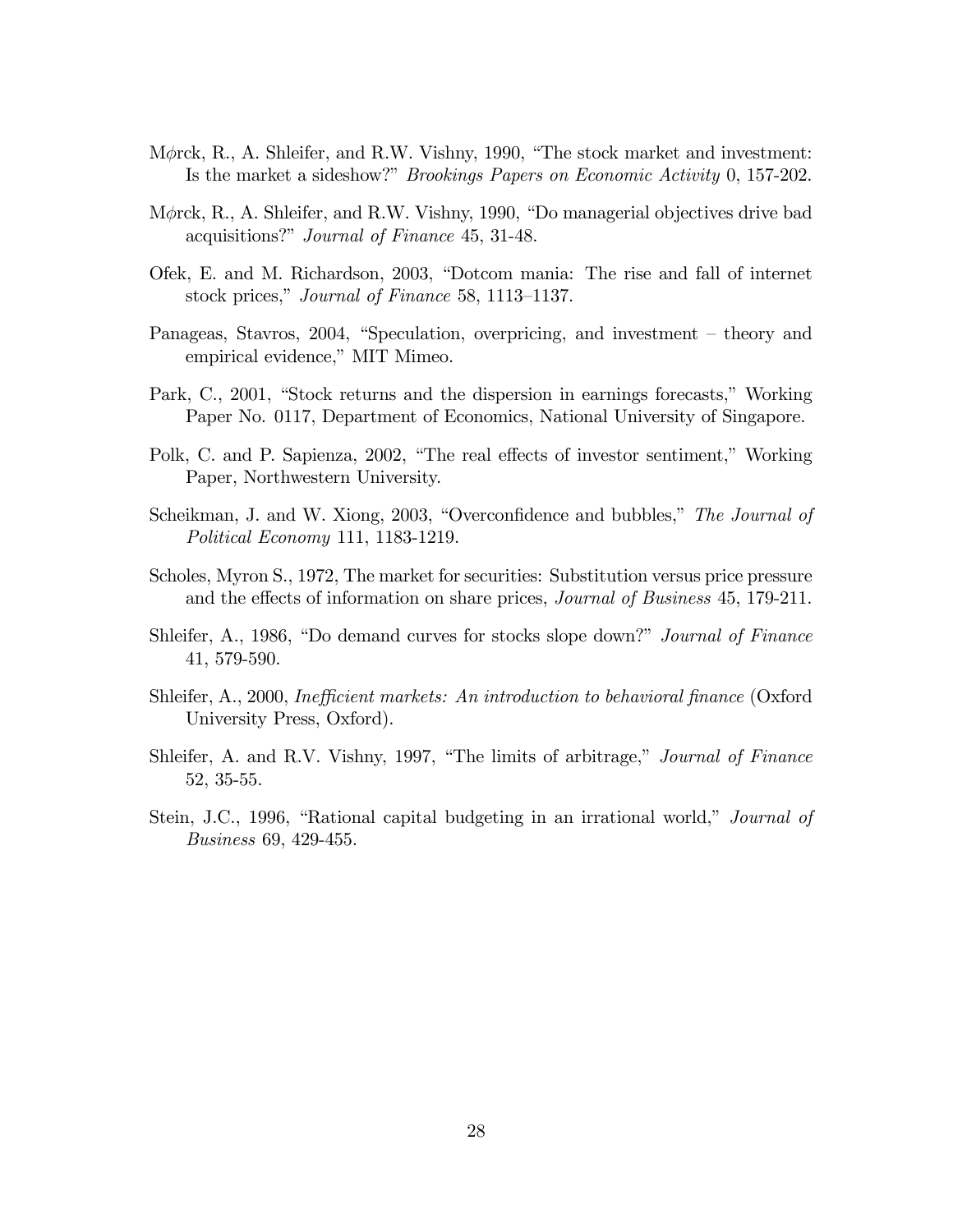Mørck, R., A. Shleifer, and R.W. Vishny, 1990, "The stock market and investment: Is the market a sideshow?" *Brookings Papers on Economic Activity* 0, 157-202.

Mørck, R., A. Shleifer, and R.W. Vishny, 1990, "Do managerial objectives drive bad acquisitions?" *Journal of Finance* 45, 31-48.

Ofek, E. and M. Richardson, 2003, "Dotcom mania: The rise and fall of internet stock prices," *Journal of Finance* 58, 1113–1137.

Panageas, Stavros, 2004, "Speculation, overpricing, and investment – theory and empirical evidence," MIT Mimeo.

Park, C., 2001, "Stock returns and the dispersion in earnings forecasts," Working Paper No. 0117, Department of Economics, National University of Singapore.

Polk, C. and P. Sapienza, 2002, "The real effects of investor sentiment," Working Paper, Northwestern University.

Scheikman, J. and W. Xiong, 2003, "Overconfidence and bubbles," *The Journal of Political Economy* 111, 1183-1219.

Scholes, Myron S., 1972, The market for securities: Substitution versus price pressure and the effects of information on share prices, *Journal of Business* 45, 179-211.

Shleifer, A., 1986, "Do demand curves for stocks slope down?" *Journal of Finance* 41, 579-590.

Shleifer, A., 2000, *Inefficient markets: An introduction to behavioral finance* (Oxford University Press, Oxford).

Shleifer, A. and R.V. Vishny, 1997, "The limits of arbitrage," *Journal of Finance* 52, 35-55.

Stein, J.C., 1996, "Rational capital budgeting in an irrational world," *Journal of Business* 69, 429-455.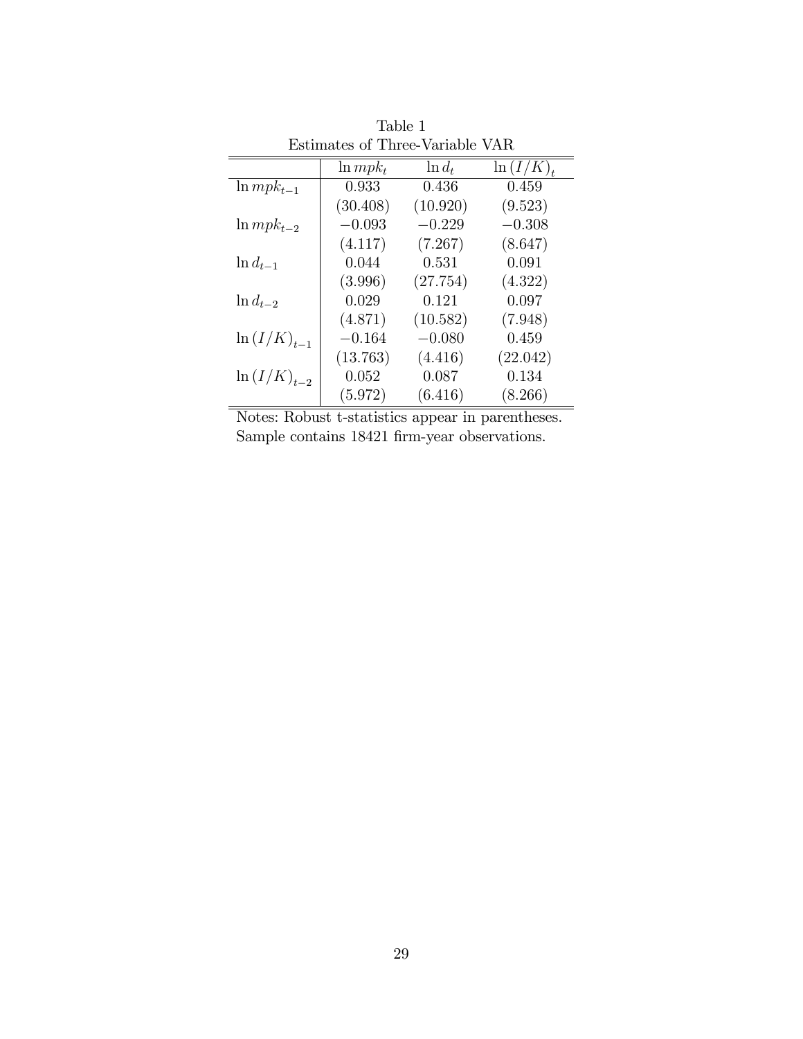Table 1
Estimates of Three-Variable VAR

| | $\ln mpk_t$ | $\ln d_t$ | $\ln (I/K)_t$ |
|---|---|---|---|
| $\ln mpk_{t-1}$ | 0.933 | 0.436 | 0.459 |
| | (30.408) | (10.920) | (9.523) |
| $\ln mpk_{t-2}$ | $-0.093$ | $-0.229$ | $-0.308$ |
| | (4.117) | (7.267) | (8.647) |
| $\ln d_{t-1}$ | 0.044 | 0.531 | 0.091 |
| | (3.996) | (27.754) | (4.322) |
| $\ln d_{t-2}$ | 0.029 | 0.121 | 0.097 |
| | (4.871) | (10.582) | (7.948) |
| $\ln (I/K)_{t-1}$ | $-0.164$ | $-0.080$ | 0.459 |
| | (13.763) | (4.416) | (22.042) |
| $\ln (I/K)_{t-2}$ | 0.052 | 0.087 | 0.134 |
| | (5.972) | (6.416) | (8.266) |

Notes: Robust t-statistics appear in parentheses. Sample contains 18421 firm-year observations.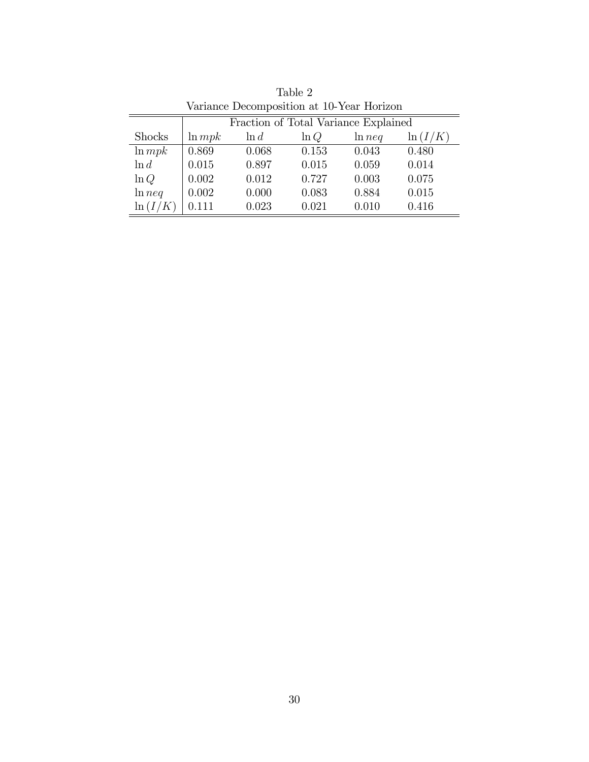Table 2

Variance Decomposition at 10-Year Horizon

| | Fraction of Total Variance Explained | | | | |
|---|---|---|---|---|---|
| Shocks | $\ln mpk$ | $\ln d$ | $\ln Q$ | $\ln neq$ | $\ln(I/K)$ |
| $\ln mpk$ | 0.869 | 0.068 | 0.153 | 0.043 | 0.480 |
| $\ln d$ | 0.015 | 0.897 | 0.015 | 0.059 | 0.014 |
| $\ln Q$ | 0.002 | 0.012 | 0.727 | 0.003 | 0.075 |
| $\ln neq$ | 0.002 | 0.000 | 0.083 | 0.884 | 0.015 |
| $\ln(I/K)$ | 0.111 | 0.023 | 0.021 | 0.010 | 0.416 |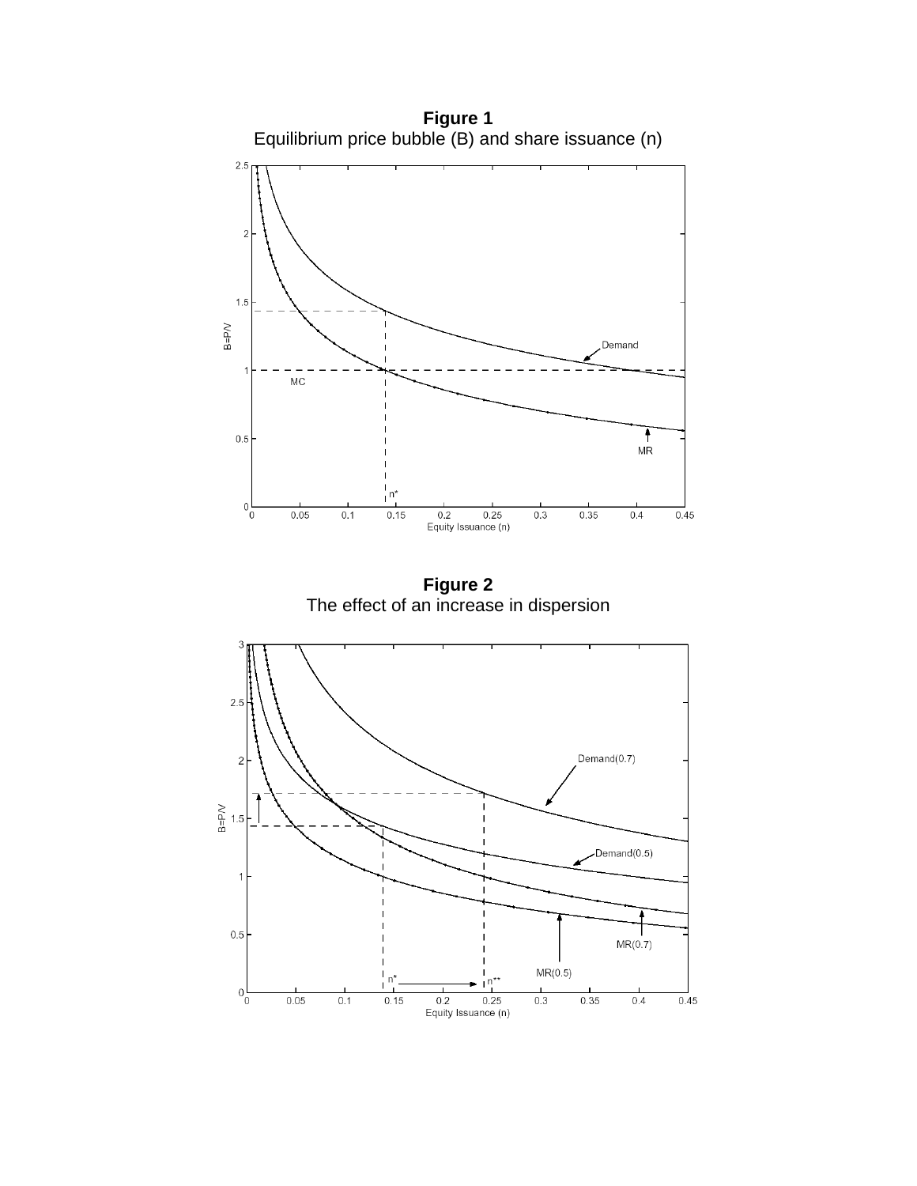**Figure 1**
Equilibrium price bubble (B) and share issuance (n)

**Figure 2**
The effect of an increase in dispersion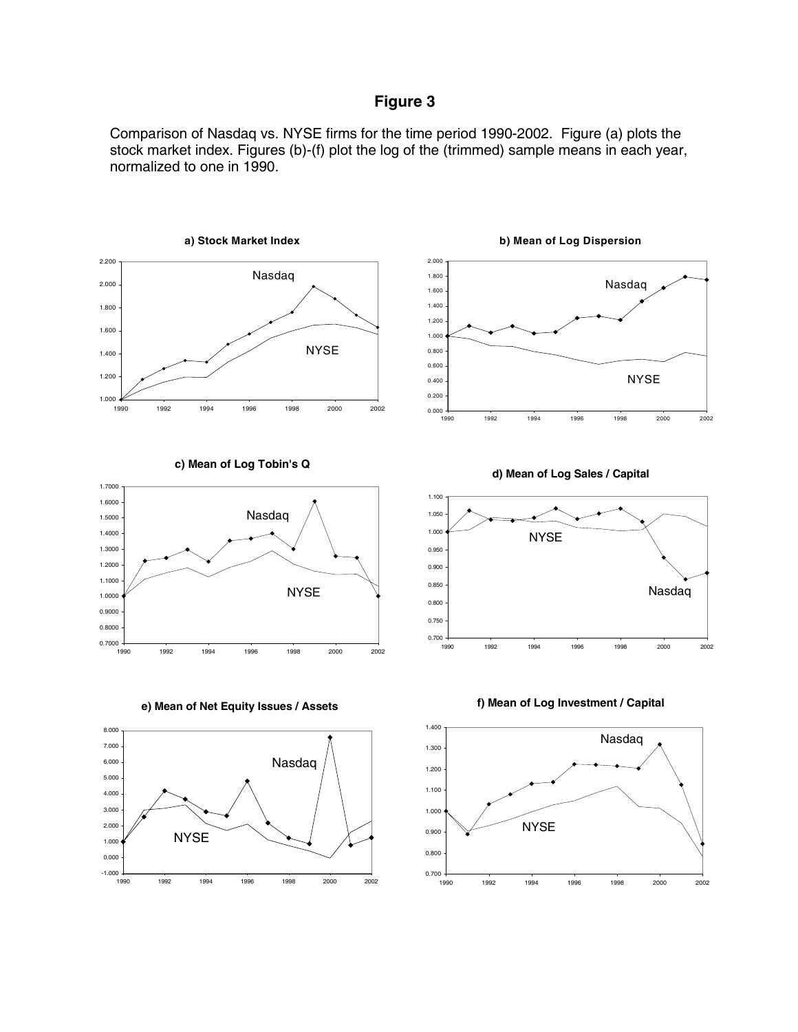# Figure 3

Comparison of Nasdaq vs. NYSE firms for the time period 1990-2002. Figure (a) plots the stock market index. Figures (b)-(f) plot the log of the (trimmed) sample means in each year, normalized to one in 1990.

**a) Stock Market Index**

**b) Mean of Log Dispersion**

**c) Mean of Log Tobin's Q**

**d) Mean of Log Sales / Capital**

**e) Mean of Net Equity Issues / Assets**

**f) Mean of Log Investment / Capital**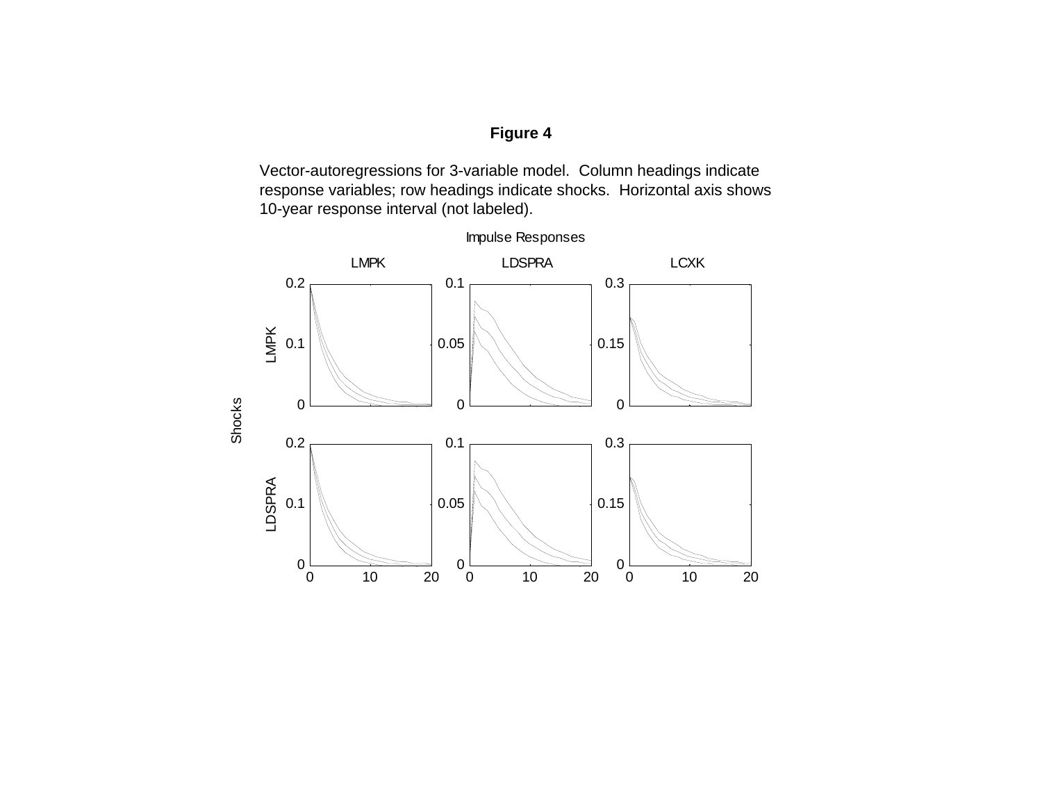**Figure 4**

Vector-autoregressions for 3-variable model. Column headings indicate response variables; row headings indicate shocks. Horizontal axis shows 10-year response interval (not labeled).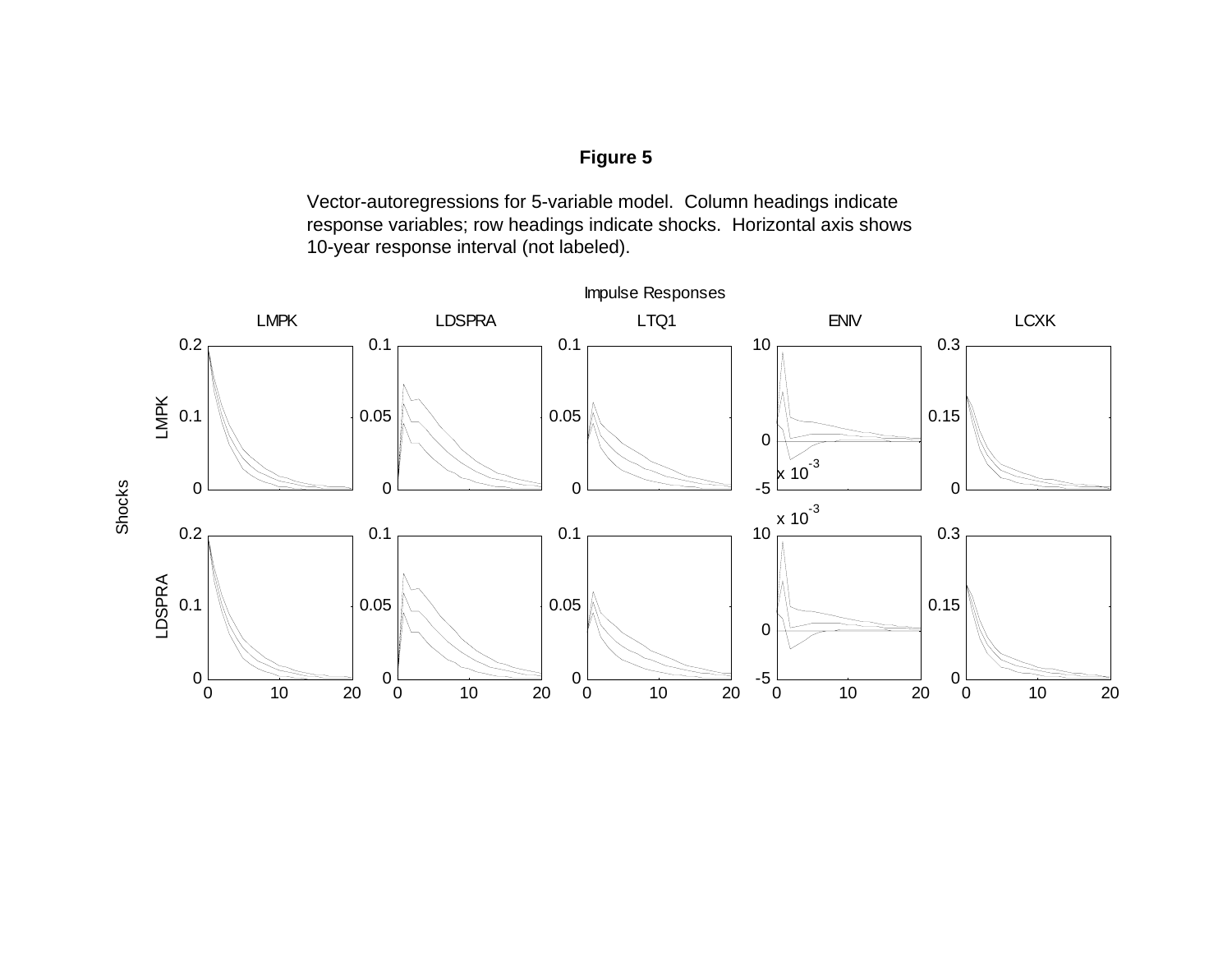**Figure 5**

Vector-autoregressions for 5-variable model. Column headings indicate response variables; row headings indicate shocks. Horizontal axis shows 10-year response interval (not labeled).

Impulse Responses

LMPK LDSPRA LTQ1 ENIV LCXK

Shocks

LMPK

0.2 0.1 0

0.1 0.05 0

0.1 0.05 0

10 0 -5 x $10^{-3}$

0.3 0.15 0

LDSPRA

0.2 0.1 0

0.1 0.05 0

0.1 0.05 0

x $10^{-3}$ 10 0 -5

0.3 0.15 0

0 10 20